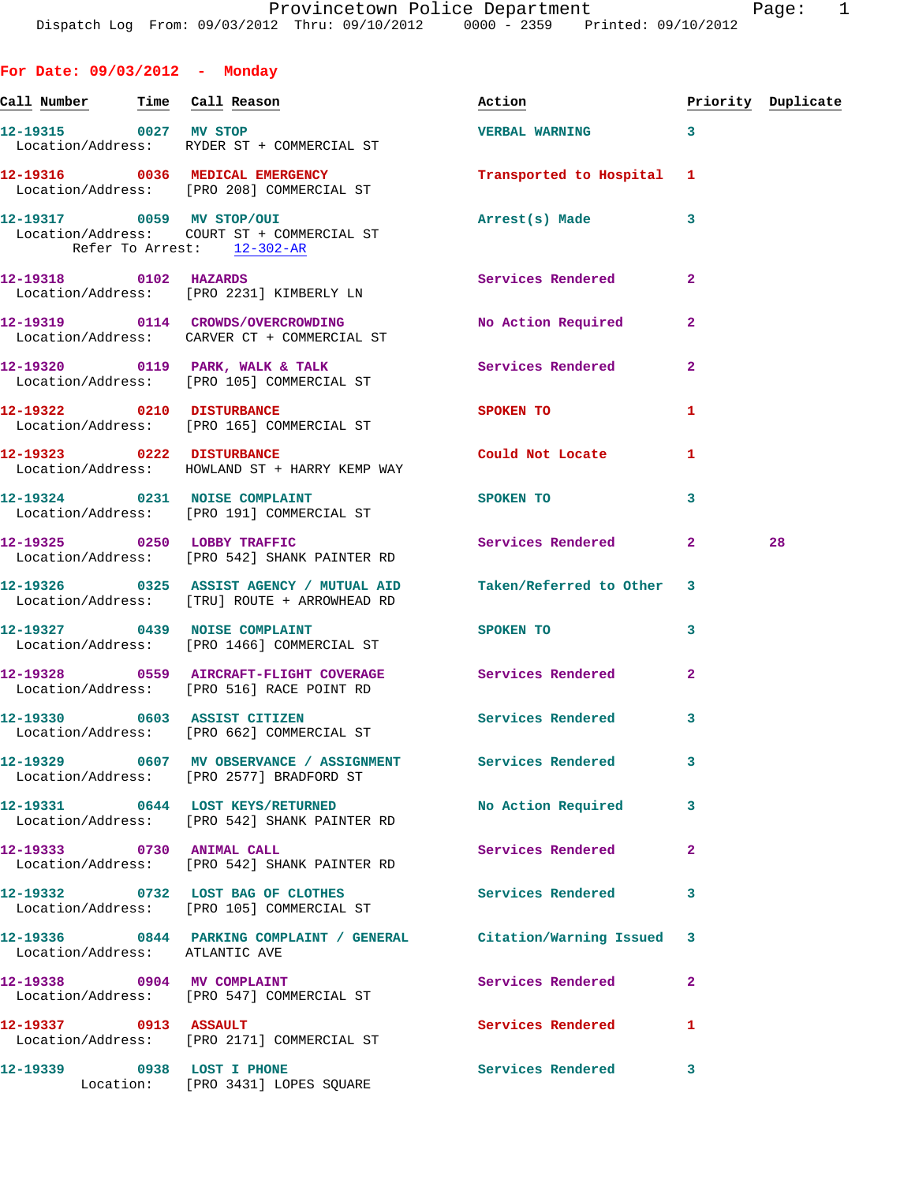**For Date: 09/03/2012 - Monday**

| Call Number | Time | Call Reason | Action | Priority | Duplicate |
|---|---|---|---|---|---|
| 12-19315 | 0027 | MV STOP<br>Location/Address: RYDER ST + COMMERCIAL ST | VERBAL WARNING | 3 | |
| 12-19316 | 0036 | MEDICAL EMERGENCY<br>Location/Address: [PRO 208] COMMERCIAL ST | Transported to Hospital | 1 | |
| 12-19317 | 0059 | MV STOP/OUI<br>Location/Address: COURT ST + COMMERCIAL ST<br>Refer To Arrest: 12-302-AR | Arrest(s) Made | 3 | |
| 12-19318 | 0102 | HAZARDS<br>Location/Address: [PRO 2231] KIMBERLY LN | Services Rendered | 2 | |
| 12-19319 | 0114 | CROWDS/OVERCROWDING<br>Location/Address: CARVER CT + COMMERCIAL ST | No Action Required | 2 | |
| 12-19320 | 0119 | PARK, WALK & TALK<br>Location/Address: [PRO 105] COMMERCIAL ST | Services Rendered | 2 | |
| 12-19322 | 0210 | DISTURBANCE<br>Location/Address: [PRO 165] COMMERCIAL ST | SPOKEN TO | 1 | |
| 12-19323 | 0222 | DISTURBANCE<br>Location/Address: HOWLAND ST + HARRY KEMP WAY | Could Not Locate | 1 | |
| 12-19324 | 0231 | NOISE COMPLAINT<br>Location/Address: [PRO 191] COMMERCIAL ST | SPOKEN TO | 3 | |
| 12-19325 | 0250 | LOBBY TRAFFIC<br>Location/Address: [PRO 542] SHANK PAINTER RD | Services Rendered | 2 | 28 |
| 12-19326 | 0325 | ASSIST AGENCY / MUTUAL AID<br>Location/Address: [TRU] ROUTE + ARROWHEAD RD | Taken/Referred to Other | 3 | |
| 12-19327 | 0439 | NOISE COMPLAINT<br>Location/Address: [PRO 1466] COMMERCIAL ST | SPOKEN TO | 3 | |
| 12-19328 | 0559 | AIRCRAFT-FLIGHT COVERAGE<br>Location/Address: [PRO 516] RACE POINT RD | Services Rendered | 2 | |
| 12-19330 | 0603 | ASSIST CITIZEN<br>Location/Address: [PRO 662] COMMERCIAL ST | Services Rendered | 3 | |
| 12-19329 | 0607 | MV OBSERVANCE / ASSIGNMENT<br>Location/Address: [PRO 2577] BRADFORD ST | Services Rendered | 3 | |
| 12-19331 | 0644 | LOST KEYS/RETURNED<br>Location/Address: [PRO 542] SHANK PAINTER RD | No Action Required | 3 | |
| 12-19333 | 0730 | ANIMAL CALL<br>Location/Address: [PRO 542] SHANK PAINTER RD | Services Rendered | 2 | |
| 12-19332 | 0732 | LOST BAG OF CLOTHES<br>Location/Address: [PRO 105] COMMERCIAL ST | Services Rendered | 3 | |
| 12-19336 | 0844 | PARKING COMPLAINT / GENERAL<br>Location/Address: ATLANTIC AVE | Citation/Warning Issued | 3 | |
| 12-19338 | 0904 | MV COMPLAINT<br>Location/Address: [PRO 547] COMMERCIAL ST | Services Rendered | 2 | |
| 12-19337 | 0913 | ASSAULT<br>Location/Address: [PRO 2171] COMMERCIAL ST | Services Rendered | 1 | |
| 12-19339 | 0938 | LOST I PHONE<br>Location: [PRO 3431] LOPES SQUARE | Services Rendered | 3 | |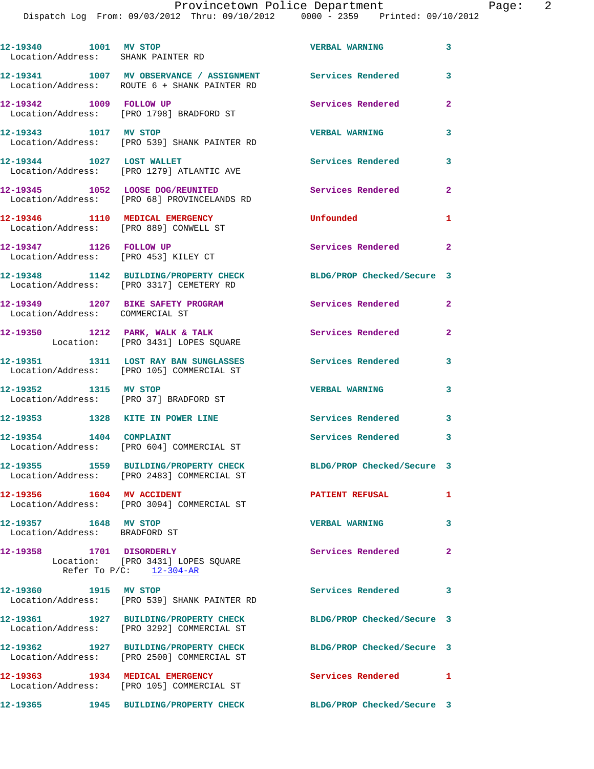12-19340 1001 MV STOP VERBAL WARNING 3
Location/Address: SHANK PAINTER RD

12-19341 1007 MV OBSERVANCE / ASSIGNMENT Services Rendered 3
Location/Address: ROUTE 6 + SHANK PAINTER RD

12-19342 1009 FOLLOW UP Services Rendered 2
Location/Address: [PRO 1798] BRADFORD ST

12-19343 1017 MV STOP VERBAL WARNING 3
Location/Address: [PRO 539] SHANK PAINTER RD

12-19344 1027 LOST WALLET Services Rendered 3
Location/Address: [PRO 1279] ATLANTIC AVE

12-19345 1052 LOOSE DOG/REUNITED Services Rendered 2
Location/Address: [PRO 68] PROVINCELANDS RD

12-19346 1110 MEDICAL EMERGENCY Unfounded 1
Location/Address: [PRO 889] CONWELL ST

12-19347 1126 FOLLOW UP Services Rendered 2
Location/Address: [PRO 453] KILEY CT

12-19348 1142 BUILDING/PROPERTY CHECK BLDG/PROP Checked/Secure 3
Location/Address: [PRO 3317] CEMETERY RD

12-19349 1207 BIKE SAFETY PROGRAM Services Rendered 2
Location/Address: COMMERCIAL ST

12-19350 1212 PARK, WALK & TALK Services Rendered 2
Location: [PRO 3431] LOPES SQUARE

12-19351 1311 LOST RAY BAN SUNGLASSES Services Rendered 3
Location/Address: [PRO 105] COMMERCIAL ST

12-19352 1315 MV STOP VERBAL WARNING 3
Location/Address: [PRO 37] BRADFORD ST

12-19353 1328 KITE IN POWER LINE Services Rendered 3

12-19354 1404 COMPLAINT Services Rendered 3
Location/Address: [PRO 604] COMMERCIAL ST

12-19355 1559 BUILDING/PROPERTY CHECK BLDG/PROP Checked/Secure 3
Location/Address: [PRO 2483] COMMERCIAL ST

12-19356 1604 MV ACCIDENT PATIENT REFUSAL 1
Location/Address: [PRO 3094] COMMERCIAL ST

12-19357 1648 MV STOP VERBAL WARNING 3
Location/Address: BRADFORD ST

12-19358 1701 DISORDERLY Services Rendered 2
Location: [PRO 3431] LOPES SQUARE
Refer To P/C: 12-304-AR

12-19360 1915 MV STOP Services Rendered 3
Location/Address: [PRO 539] SHANK PAINTER RD

12-19361 1927 BUILDING/PROPERTY CHECK BLDG/PROP Checked/Secure 3
Location/Address: [PRO 3292] COMMERCIAL ST

12-19362 1927 BUILDING/PROPERTY CHECK BLDG/PROP Checked/Secure 3
Location/Address: [PRO 2500] COMMERCIAL ST

12-19363 1934 MEDICAL EMERGENCY Services Rendered 1
Location/Address: [PRO 105] COMMERCIAL ST

12-19365 1945 BUILDING/PROPERTY CHECK BLDG/PROP Checked/Secure 3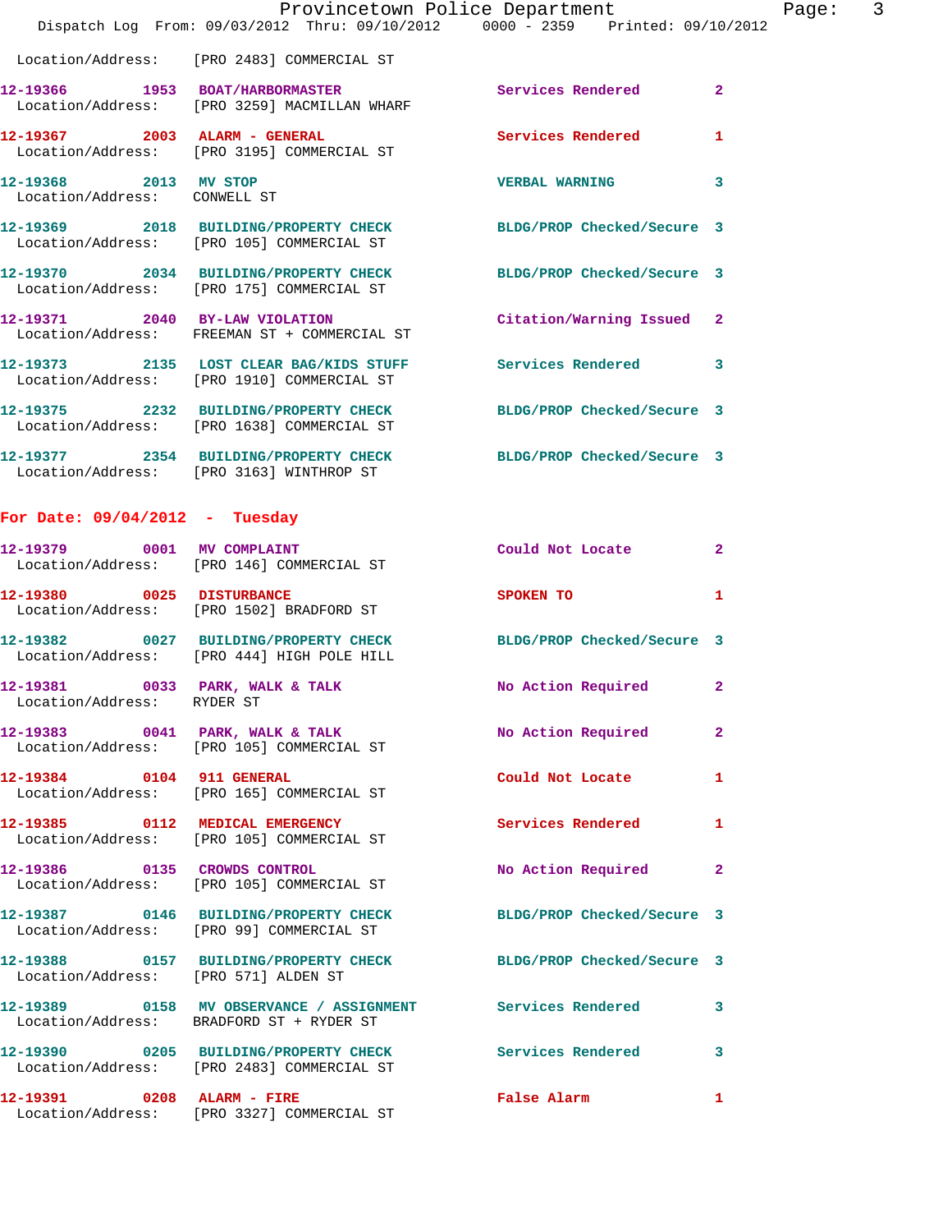Location/Address: [PRO 2483] COMMERCIAL ST

| Call # | Time | Call Type | Disposition | Priority |
|---|---|---|---|---|
| 12-19366 | 1953 | BOAT/HARBORMASTER | Services Rendered | 2 |
| | | Location/Address: [PRO 3259] MACMILLAN WHARF | | |
| 12-19367 | 2003 | ALARM - GENERAL | Services Rendered | 1 |
| | | Location/Address: [PRO 3195] COMMERCIAL ST | | |
| 12-19368 | 2013 | MV STOP | VERBAL WARNING | 3 |
| | | Location/Address: CONWELL ST | | |
| 12-19369 | 2018 | BUILDING/PROPERTY CHECK | BLDG/PROP Checked/Secure | 3 |
| | | Location/Address: [PRO 105] COMMERCIAL ST | | |
| 12-19370 | 2034 | BUILDING/PROPERTY CHECK | BLDG/PROP Checked/Secure | 3 |
| | | Location/Address: [PRO 175] COMMERCIAL ST | | |
| 12-19371 | 2040 | BY-LAW VIOLATION | Citation/Warning Issued | 2 |
| | | Location/Address: FREEMAN ST + COMMERCIAL ST | | |
| 12-19373 | 2135 | LOST CLEAR BAG/KIDS STUFF | Services Rendered | 3 |
| | | Location/Address: [PRO 1910] COMMERCIAL ST | | |
| 12-19375 | 2232 | BUILDING/PROPERTY CHECK | BLDG/PROP Checked/Secure | 3 |
| | | Location/Address: [PRO 1638] COMMERCIAL ST | | |
| 12-19377 | 2354 | BUILDING/PROPERTY CHECK | BLDG/PROP Checked/Secure | 3 |
| | | Location/Address: [PRO 3163] WINTHROP ST | | |

## For Date: 09/04/2012 - Tuesday

| Call # | Time | Call Type | Disposition | Priority |
|---|---|---|---|---|
| 12-19379 | 0001 | MV COMPLAINT | Could Not Locate | 2 |
| | | Location/Address: [PRO 146] COMMERCIAL ST | | |
| 12-19380 | 0025 | DISTURBANCE | SPOKEN TO | 1 |
| | | Location/Address: [PRO 1502] BRADFORD ST | | |
| 12-19382 | 0027 | BUILDING/PROPERTY CHECK | BLDG/PROP Checked/Secure | 3 |
| | | Location/Address: [PRO 444] HIGH POLE HILL | | |
| 12-19381 | 0033 | PARK, WALK & TALK | No Action Required | 2 |
| | | Location/Address: RYDER ST | | |
| 12-19383 | 0041 | PARK, WALK & TALK | No Action Required | 2 |
| | | Location/Address: [PRO 105] COMMERCIAL ST | | |
| 12-19384 | 0104 | 911 GENERAL | Could Not Locate | 1 |
| | | Location/Address: [PRO 165] COMMERCIAL ST | | |
| 12-19385 | 0112 | MEDICAL EMERGENCY | Services Rendered | 1 |
| | | Location/Address: [PRO 105] COMMERCIAL ST | | |
| 12-19386 | 0135 | CROWDS CONTROL | No Action Required | 2 |
| | | Location/Address: [PRO 105] COMMERCIAL ST | | |
| 12-19387 | 0146 | BUILDING/PROPERTY CHECK | BLDG/PROP Checked/Secure | 3 |
| | | Location/Address: [PRO 99] COMMERCIAL ST | | |
| 12-19388 | 0157 | BUILDING/PROPERTY CHECK | BLDG/PROP Checked/Secure | 3 |
| | | Location/Address: [PRO 571] ALDEN ST | | |
| 12-19389 | 0158 | MV OBSERVANCE / ASSIGNMENT | Services Rendered | 3 |
| | | Location/Address: BRADFORD ST + RYDER ST | | |
| 12-19390 | 0205 | BUILDING/PROPERTY CHECK | Services Rendered | 3 |
| | | Location/Address: [PRO 2483] COMMERCIAL ST | | |
| 12-19391 | 0208 | ALARM - FIRE | False Alarm | 1 |
| | | Location/Address: [PRO 3327] COMMERCIAL ST | | |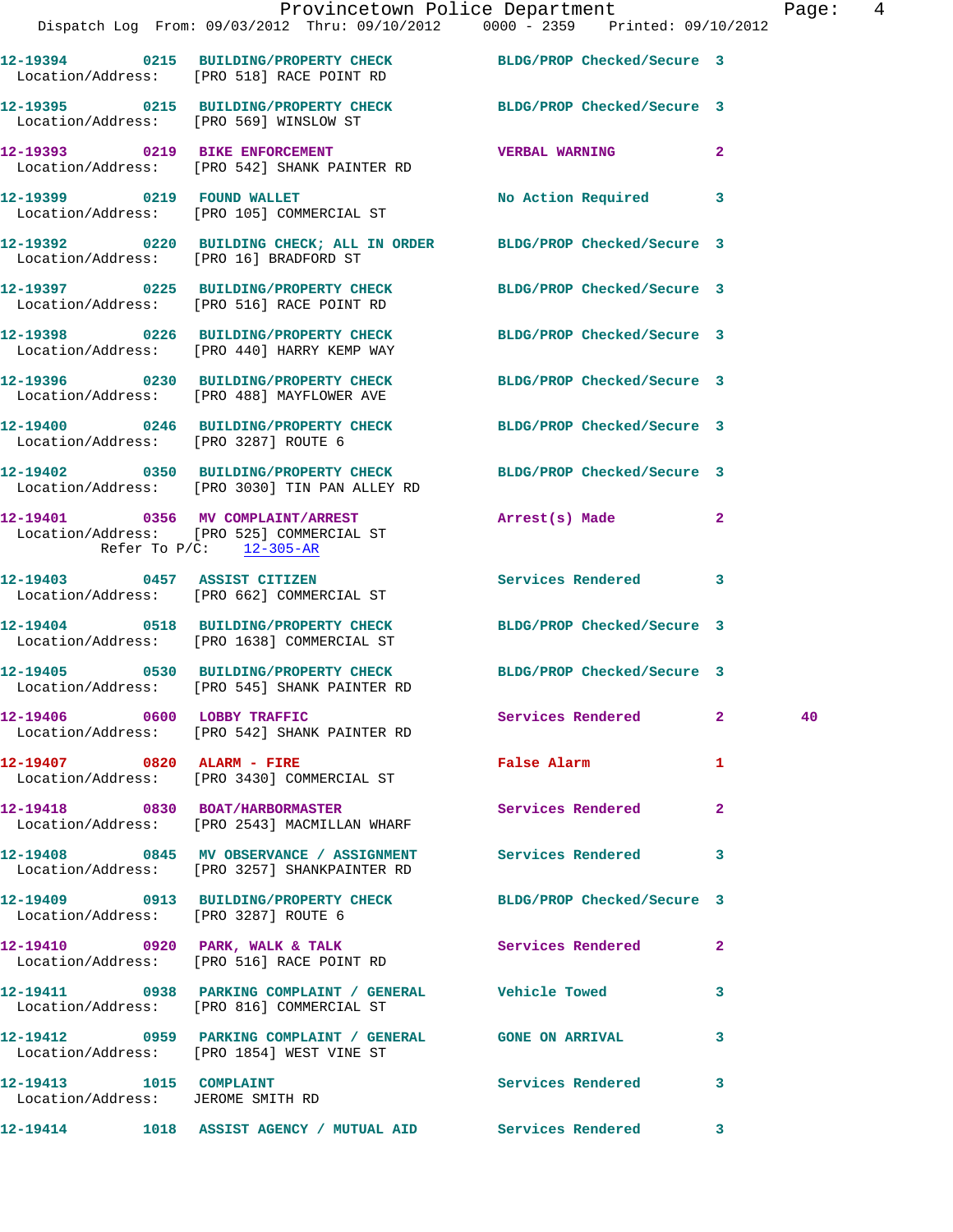12-19394 0215 BUILDING/PROPERTY CHECK BLDG/PROP Checked/Secure 3
Location/Address: [PRO 518] RACE POINT RD

12-19395 0215 BUILDING/PROPERTY CHECK BLDG/PROP Checked/Secure 3
Location/Address: [PRO 569] WINSLOW ST

12-19393 0219 BIKE ENFORCEMENT VERBAL WARNING 2
Location/Address: [PRO 542] SHANK PAINTER RD

12-19399 0219 FOUND WALLET No Action Required 3
Location/Address: [PRO 105] COMMERCIAL ST

12-19392 0220 BUILDING CHECK; ALL IN ORDER BLDG/PROP Checked/Secure 3
Location/Address: [PRO 16] BRADFORD ST

12-19397 0225 BUILDING/PROPERTY CHECK BLDG/PROP Checked/Secure 3
Location/Address: [PRO 516] RACE POINT RD

12-19398 0226 BUILDING/PROPERTY CHECK BLDG/PROP Checked/Secure 3
Location/Address: [PRO 440] HARRY KEMP WAY

12-19396 0230 BUILDING/PROPERTY CHECK BLDG/PROP Checked/Secure 3
Location/Address: [PRO 488] MAYFLOWER AVE

12-19400 0246 BUILDING/PROPERTY CHECK BLDG/PROP Checked/Secure 3
Location/Address: [PRO 3287] ROUTE 6

12-19402 0350 BUILDING/PROPERTY CHECK BLDG/PROP Checked/Secure 3
Location/Address: [PRO 3030] TIN PAN ALLEY RD

12-19401 0356 MV COMPLAINT/ARREST Arrest(s) Made 2
Location/Address: [PRO 525] COMMERCIAL ST
Refer To P/C: 12-305-AR

12-19403 0457 ASSIST CITIZEN Services Rendered 3
Location/Address: [PRO 662] COMMERCIAL ST

12-19404 0518 BUILDING/PROPERTY CHECK BLDG/PROP Checked/Secure 3
Location/Address: [PRO 1638] COMMERCIAL ST

12-19405 0530 BUILDING/PROPERTY CHECK BLDG/PROP Checked/Secure 3
Location/Address: [PRO 545] SHANK PAINTER RD

12-19406 0600 LOBBY TRAFFIC Services Rendered 2 40
Location/Address: [PRO 542] SHANK PAINTER RD

12-19407 0820 ALARM - FIRE False Alarm 1
Location/Address: [PRO 3430] COMMERCIAL ST

12-19418 0830 BOAT/HARBORMASTER Services Rendered 2
Location/Address: [PRO 2543] MACMILLAN WHARF

12-19408 0845 MV OBSERVANCE / ASSIGNMENT Services Rendered 3
Location/Address: [PRO 3257] SHANKPAINTER RD

12-19409 0913 BUILDING/PROPERTY CHECK BLDG/PROP Checked/Secure 3
Location/Address: [PRO 3287] ROUTE 6

12-19410 0920 PARK, WALK & TALK Services Rendered 2
Location/Address: [PRO 516] RACE POINT RD

12-19411 0938 PARKING COMPLAINT / GENERAL Vehicle Towed 3
Location/Address: [PRO 816] COMMERCIAL ST

12-19412 0959 PARKING COMPLAINT / GENERAL GONE ON ARRIVAL 3
Location/Address: [PRO 1854] WEST VINE ST

12-19413 1015 COMPLAINT Services Rendered 3
Location/Address: JEROME SMITH RD

12-19414 1018 ASSIST AGENCY / MUTUAL AID Services Rendered 3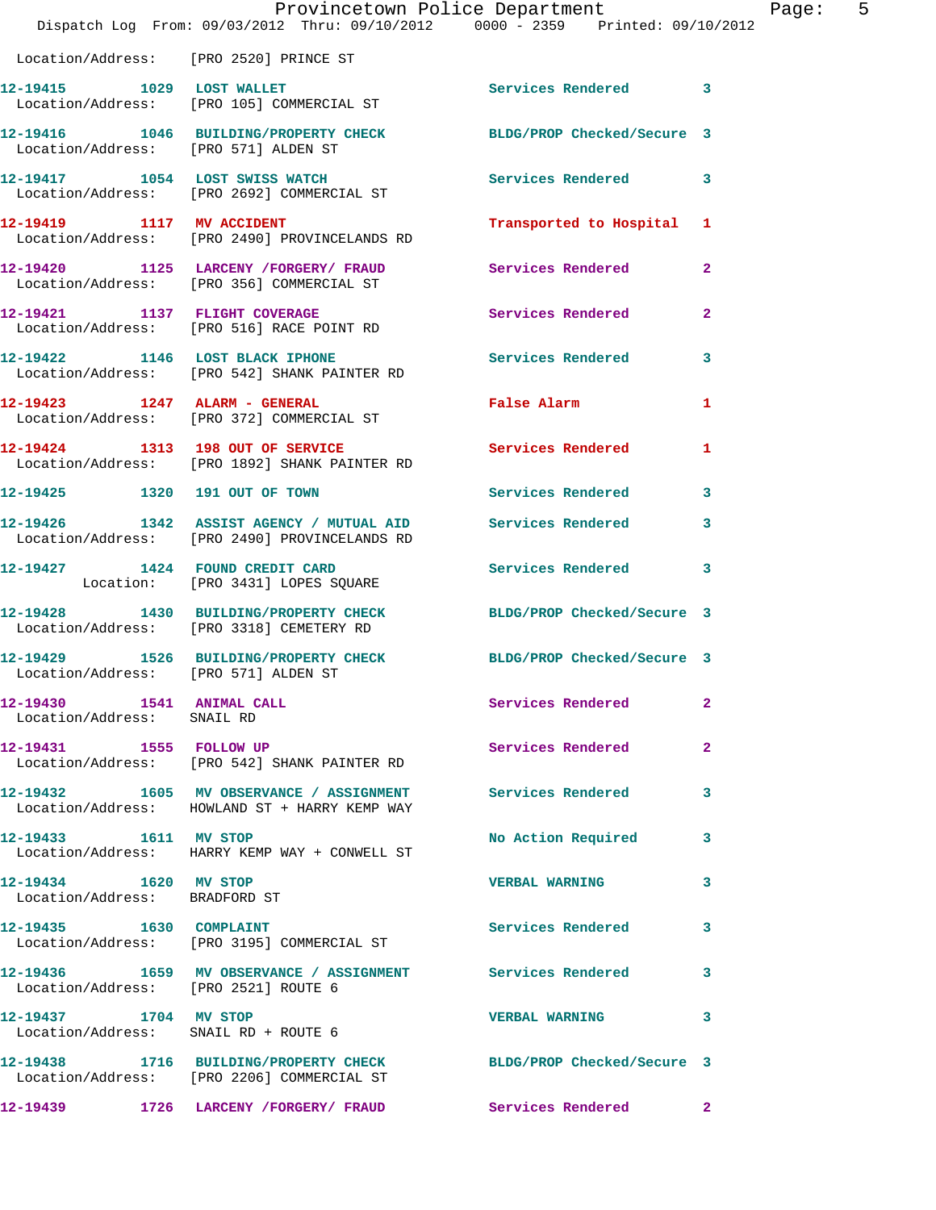Location/Address: [PRO 2520] PRINCE ST

| Call # | Time | Call Type | Disposition | Priority |
|---|---|---|---|---|
| 12-19415 | 1029 | LOST WALLET | Services Rendered | 3 |
| Location/Address: [PRO 105] COMMERCIAL ST | | | | |
| 12-19416 | 1046 | BUILDING/PROPERTY CHECK | BLDG/PROP Checked/Secure | 3 |
| Location/Address: [PRO 571] ALDEN ST | | | | |
| 12-19417 | 1054 | LOST SWISS WATCH | Services Rendered | 3 |
| Location/Address: [PRO 2692] COMMERCIAL ST | | | | |
| 12-19419 | 1117 | MV ACCIDENT | Transported to Hospital | 1 |
| Location/Address: [PRO 2490] PROVINCELANDS RD | | | | |
| 12-19420 | 1125 | LARCENY /FORGERY/ FRAUD | Services Rendered | 2 |
| Location/Address: [PRO 356] COMMERCIAL ST | | | | |
| 12-19421 | 1137 | FLIGHT COVERAGE | Services Rendered | 2 |
| Location/Address: [PRO 516] RACE POINT RD | | | | |
| 12-19422 | 1146 | LOST BLACK IPHONE | Services Rendered | 3 |
| Location/Address: [PRO 542] SHANK PAINTER RD | | | | |
| 12-19423 | 1247 | ALARM - GENERAL | False Alarm | 1 |
| Location/Address: [PRO 372] COMMERCIAL ST | | | | |
| 12-19424 | 1313 | 198 OUT OF SERVICE | Services Rendered | 1 |
| Location/Address: [PRO 1892] SHANK PAINTER RD | | | | |
| 12-19425 | 1320 | 191 OUT OF TOWN | Services Rendered | 3 |
| 12-19426 | 1342 | ASSIST AGENCY / MUTUAL AID | Services Rendered | 3 |
| Location/Address: [PRO 2490] PROVINCELANDS RD | | | | |
| 12-19427 | 1424 | FOUND CREDIT CARD | Services Rendered | 3 |
| Location: [PRO 3431] LOPES SQUARE | | | | |
| 12-19428 | 1430 | BUILDING/PROPERTY CHECK | BLDG/PROP Checked/Secure | 3 |
| Location/Address: [PRO 3318] CEMETERY RD | | | | |
| 12-19429 | 1526 | BUILDING/PROPERTY CHECK | BLDG/PROP Checked/Secure | 3 |
| Location/Address: [PRO 571] ALDEN ST | | | | |
| 12-19430 | 1541 | ANIMAL CALL | Services Rendered | 2 |
| Location/Address: SNAIL RD | | | | |
| 12-19431 | 1555 | FOLLOW UP | Services Rendered | 2 |
| Location/Address: [PRO 542] SHANK PAINTER RD | | | | |
| 12-19432 | 1605 | MV OBSERVANCE / ASSIGNMENT | Services Rendered | 3 |
| Location/Address: HOWLAND ST + HARRY KEMP WAY | | | | |
| 12-19433 | 1611 | MV STOP | No Action Required | 3 |
| Location/Address: HARRY KEMP WAY + CONWELL ST | | | | |
| 12-19434 | 1620 | MV STOP | VERBAL WARNING | 3 |
| Location/Address: BRADFORD ST | | | | |
| 12-19435 | 1630 | COMPLAINT | Services Rendered | 3 |
| Location/Address: [PRO 3195] COMMERCIAL ST | | | | |
| 12-19436 | 1659 | MV OBSERVANCE / ASSIGNMENT | Services Rendered | 3 |
| Location/Address: [PRO 2521] ROUTE 6 | | | | |
| 12-19437 | 1704 | MV STOP | VERBAL WARNING | 3 |
| Location/Address: SNAIL RD + ROUTE 6 | | | | |
| 12-19438 | 1716 | BUILDING/PROPERTY CHECK | BLDG/PROP Checked/Secure | 3 |
| Location/Address: [PRO 2206] COMMERCIAL ST | | | | |
| 12-19439 | 1726 | LARCENY /FORGERY/ FRAUD | Services Rendered | 2 |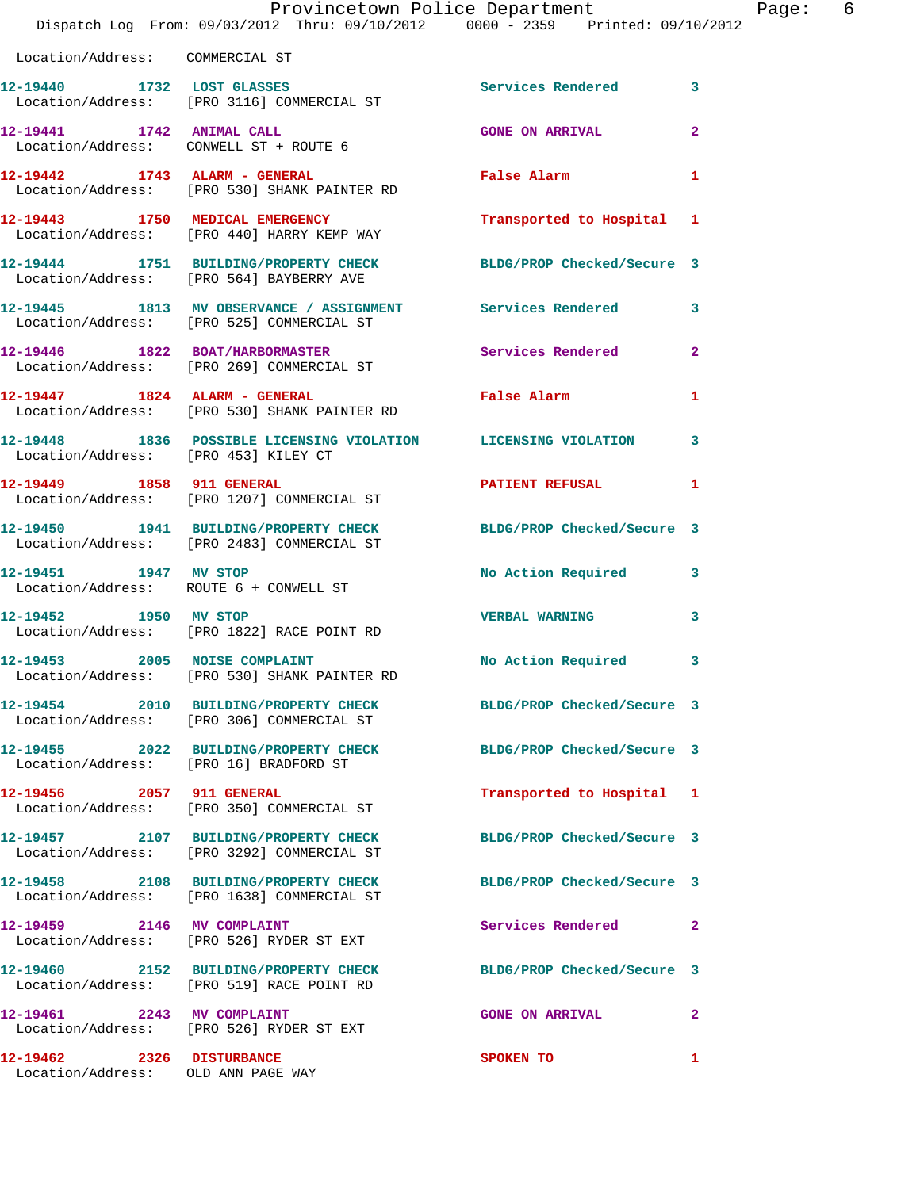Location/Address: COMMERCIAL ST

| Call # | Time | Call Reason | Action | Priority |
|---|---|---|---|---|
| 12-19440 | 1732 | LOST GLASSES | Services Rendered | 3 |
| | | Location/Address: [PRO 3116] COMMERCIAL ST | | |
| 12-19441 | 1742 | ANIMAL CALL | GONE ON ARRIVAL | 2 |
| | | Location/Address: CONWELL ST + ROUTE 6 | | |
| 12-19442 | 1743 | ALARM - GENERAL | False Alarm | 1 |
| | | Location/Address: [PRO 530] SHANK PAINTER RD | | |
| 12-19443 | 1750 | MEDICAL EMERGENCY | Transported to Hospital | 1 |
| | | Location/Address: [PRO 440] HARRY KEMP WAY | | |
| 12-19444 | 1751 | BUILDING/PROPERTY CHECK | BLDG/PROP Checked/Secure | 3 |
| | | Location/Address: [PRO 564] BAYBERRY AVE | | |
| 12-19445 | 1813 | MV OBSERVANCE / ASSIGNMENT | Services Rendered | 3 |
| | | Location/Address: [PRO 525] COMMERCIAL ST | | |
| 12-19446 | 1822 | BOAT/HARBORMASTER | Services Rendered | 2 |
| | | Location/Address: [PRO 269] COMMERCIAL ST | | |
| 12-19447 | 1824 | ALARM - GENERAL | False Alarm | 1 |
| | | Location/Address: [PRO 530] SHANK PAINTER RD | | |
| 12-19448 | 1836 | POSSIBLE LICENSING VIOLATION | LICENSING VIOLATION | 3 |
| | | Location/Address: [PRO 453] KILEY CT | | |
| 12-19449 | 1858 | 911 GENERAL | PATIENT REFUSAL | 1 |
| | | Location/Address: [PRO 1207] COMMERCIAL ST | | |
| 12-19450 | 1941 | BUILDING/PROPERTY CHECK | BLDG/PROP Checked/Secure | 3 |
| | | Location/Address: [PRO 2483] COMMERCIAL ST | | |
| 12-19451 | 1947 | MV STOP | No Action Required | 3 |
| | | Location/Address: ROUTE 6 + CONWELL ST | | |
| 12-19452 | 1950 | MV STOP | VERBAL WARNING | 3 |
| | | Location/Address: [PRO 1822] RACE POINT RD | | |
| 12-19453 | 2005 | NOISE COMPLAINT | No Action Required | 3 |
| | | Location/Address: [PRO 530] SHANK PAINTER RD | | |
| 12-19454 | 2010 | BUILDING/PROPERTY CHECK | BLDG/PROP Checked/Secure | 3 |
| | | Location/Address: [PRO 306] COMMERCIAL ST | | |
| 12-19455 | 2022 | BUILDING/PROPERTY CHECK | BLDG/PROP Checked/Secure | 3 |
| | | Location/Address: [PRO 16] BRADFORD ST | | |
| 12-19456 | 2057 | 911 GENERAL | Transported to Hospital | 1 |
| | | Location/Address: [PRO 350] COMMERCIAL ST | | |
| 12-19457 | 2107 | BUILDING/PROPERTY CHECK | BLDG/PROP Checked/Secure | 3 |
| | | Location/Address: [PRO 3292] COMMERCIAL ST | | |
| 12-19458 | 2108 | BUILDING/PROPERTY CHECK | BLDG/PROP Checked/Secure | 3 |
| | | Location/Address: [PRO 1638] COMMERCIAL ST | | |
| 12-19459 | 2146 | MV COMPLAINT | Services Rendered | 2 |
| | | Location/Address: [PRO 526] RYDER ST EXT | | |
| 12-19460 | 2152 | BUILDING/PROPERTY CHECK | BLDG/PROP Checked/Secure | 3 |
| | | Location/Address: [PRO 519] RACE POINT RD | | |
| 12-19461 | 2243 | MV COMPLAINT | GONE ON ARRIVAL | 2 |
| | | Location/Address: [PRO 526] RYDER ST EXT | | |
| 12-19462 | 2326 | DISTURBANCE | SPOKEN TO | 1 |
| | | Location/Address: OLD ANN PAGE WAY | | |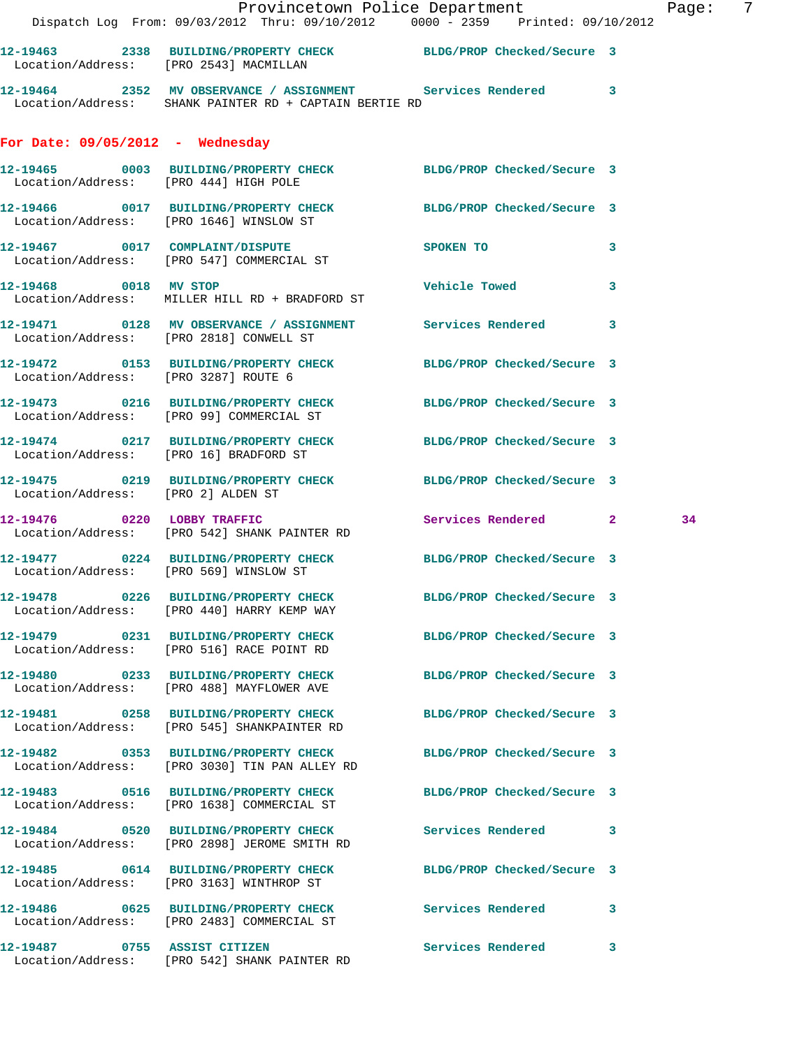12-19463 2338 BUILDING/PROPERTY CHECK BLDG/PROP Checked/Secure 3
Location/Address: [PRO 2543] MACMILLAN

12-19464 2352 MV OBSERVANCE / ASSIGNMENT Services Rendered 3
Location/Address: SHANK PAINTER RD + CAPTAIN BERTIE RD

**For Date: 09/05/2012 - Wednesday**

12-19465 0003 BUILDING/PROPERTY CHECK BLDG/PROP Checked/Secure 3
Location/Address: [PRO 444] HIGH POLE

12-19466 0017 BUILDING/PROPERTY CHECK BLDG/PROP Checked/Secure 3
Location/Address: [PRO 1646] WINSLOW ST

12-19467 0017 COMPLAINT/DISPUTE SPOKEN TO 3
Location/Address: [PRO 547] COMMERCIAL ST

12-19468 0018 MV STOP Vehicle Towed 3
Location/Address: MILLER HILL RD + BRADFORD ST

12-19471 0128 MV OBSERVANCE / ASSIGNMENT Services Rendered 3
Location/Address: [PRO 2818] CONWELL ST

12-19472 0153 BUILDING/PROPERTY CHECK BLDG/PROP Checked/Secure 3
Location/Address: [PRO 3287] ROUTE 6

12-19473 0216 BUILDING/PROPERTY CHECK BLDG/PROP Checked/Secure 3
Location/Address: [PRO 99] COMMERCIAL ST

12-19474 0217 BUILDING/PROPERTY CHECK BLDG/PROP Checked/Secure 3
Location/Address: [PRO 16] BRADFORD ST

12-19475 0219 BUILDING/PROPERTY CHECK BLDG/PROP Checked/Secure 3
Location/Address: [PRO 2] ALDEN ST

12-19476 0220 LOBBY TRAFFIC Services Rendered 2 34
Location/Address: [PRO 542] SHANK PAINTER RD

12-19477 0224 BUILDING/PROPERTY CHECK BLDG/PROP Checked/Secure 3
Location/Address: [PRO 569] WINSLOW ST

12-19478 0226 BUILDING/PROPERTY CHECK BLDG/PROP Checked/Secure 3
Location/Address: [PRO 440] HARRY KEMP WAY

12-19479 0231 BUILDING/PROPERTY CHECK BLDG/PROP Checked/Secure 3
Location/Address: [PRO 516] RACE POINT RD

12-19480 0233 BUILDING/PROPERTY CHECK BLDG/PROP Checked/Secure 3
Location/Address: [PRO 488] MAYFLOWER AVE

12-19481 0258 BUILDING/PROPERTY CHECK BLDG/PROP Checked/Secure 3
Location/Address: [PRO 545] SHANKPAINTER RD

12-19482 0353 BUILDING/PROPERTY CHECK BLDG/PROP Checked/Secure 3
Location/Address: [PRO 3030] TIN PAN ALLEY RD

12-19483 0516 BUILDING/PROPERTY CHECK BLDG/PROP Checked/Secure 3
Location/Address: [PRO 1638] COMMERCIAL ST

12-19484 0520 BUILDING/PROPERTY CHECK Services Rendered 3
Location/Address: [PRO 2898] JEROME SMITH RD

12-19485 0614 BUILDING/PROPERTY CHECK BLDG/PROP Checked/Secure 3
Location/Address: [PRO 3163] WINTHROP ST

12-19486 0625 BUILDING/PROPERTY CHECK Services Rendered 3
Location/Address: [PRO 2483] COMMERCIAL ST

12-19487 0755 ASSIST CITIZEN Services Rendered 3
Location/Address: [PRO 542] SHANK PAINTER RD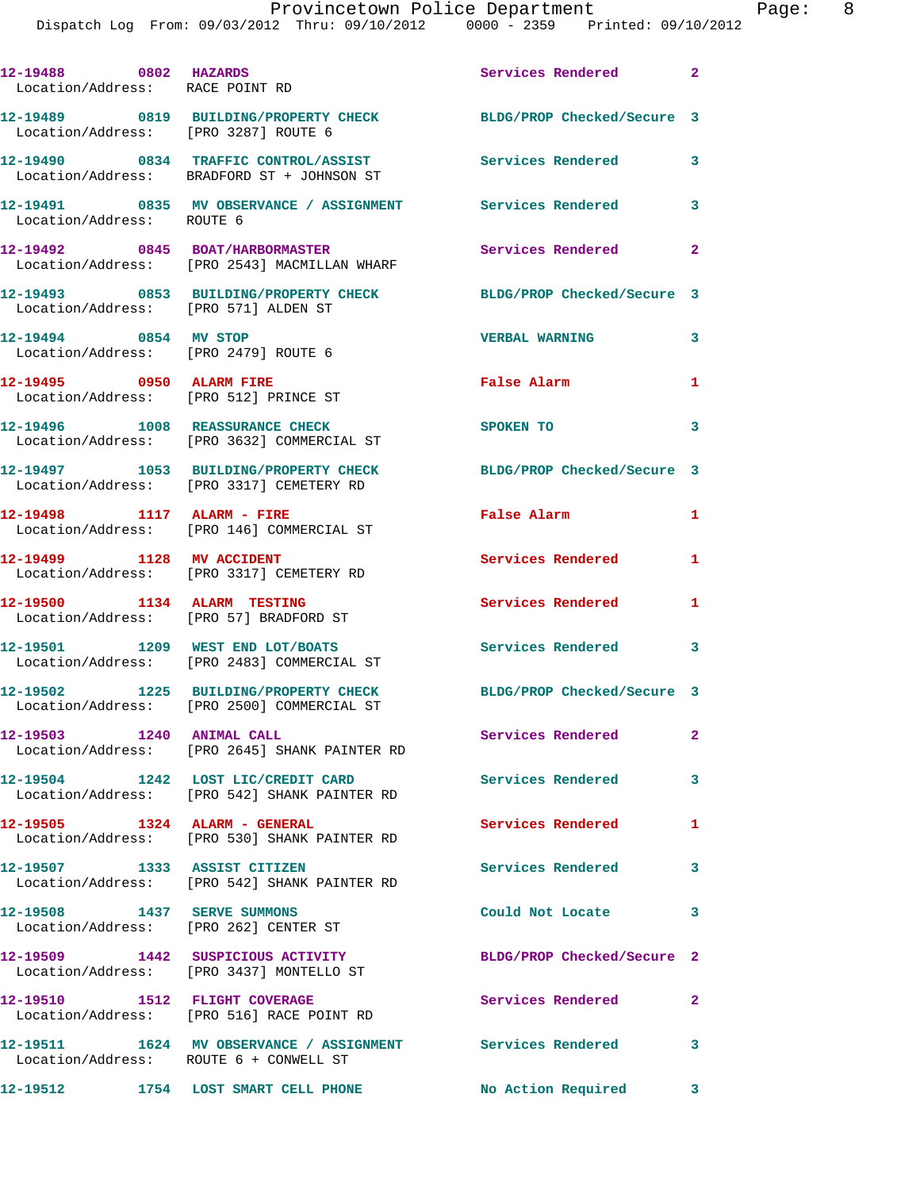12-19488 0802 HAZARDS Services Rendered 2
Location/Address: RACE POINT RD

12-19489 0819 BUILDING/PROPERTY CHECK BLDG/PROP Checked/Secure 3
Location/Address: [PRO 3287] ROUTE 6

12-19490 0834 TRAFFIC CONTROL/ASSIST Services Rendered 3
Location/Address: BRADFORD ST + JOHNSON ST

12-19491 0835 MV OBSERVATION / ASSIGNMENT Services Rendered 3
Location/Address: ROUTE 6

12-19492 0845 BOAT/HARBORMASTER Services Rendered 2
Location/Address: [PRO 2543] MACMILLAN WHARF

12-19493 0853 BUILDING/PROPERTY CHECK BLDG/PROP Checked/Secure 3
Location/Address: [PRO 571] ALDEN ST

12-19494 0854 MV STOP VERBAL WARNING 3
Location/Address: [PRO 2479] ROUTE 6

12-19495 0950 ALARM FIRE False Alarm 1
Location/Address: [PRO 512] PRINCE ST

12-19496 1008 REASSURANCE CHECK SPOKEN TO 3
Location/Address: [PRO 3632] COMMERCIAL ST

12-19497 1053 BUILDING/PROPERTY CHECK BLDG/PROP Checked/Secure 3
Location/Address: [PRO 3317] CEMETERY RD

12-19498 1117 ALARM - FIRE False Alarm 1
Location/Address: [PRO 146] COMMERCIAL ST

12-19499 1128 MV ACCIDENT Services Rendered 1
Location/Address: [PRO 3317] CEMETERY RD

12-19500 1134 ALARM TESTING Services Rendered 1
Location/Address: [PRO 57] BRADFORD ST

12-19501 1209 WEST END LOT/BOATS Services Rendered 3
Location/Address: [PRO 2483] COMMERCIAL ST

12-19502 1225 BUILDING/PROPERTY CHECK BLDG/PROP Checked/Secure 3
Location/Address: [PRO 2500] COMMERCIAL ST

12-19503 1240 ANIMAL CALL Services Rendered 2
Location/Address: [PRO 2645] SHANK PAINTER RD

12-19504 1242 LOST LIC/CREDIT CARD Services Rendered 3
Location/Address: [PRO 542] SHANK PAINTER RD

12-19505 1324 ALARM - GENERAL Services Rendered 1
Location/Address: [PRO 530] SHANK PAINTER RD

12-19507 1333 ASSIST CITIZEN Services Rendered 3
Location/Address: [PRO 542] SHANK PAINTER RD

12-19508 1437 SERVE SUMMONS Could Not Locate 3
Location/Address: [PRO 262] CENTER ST

12-19509 1442 SUSPICIOUS ACTIVITY BLDG/PROP Checked/Secure 2
Location/Address: [PRO 3437] MONTELLO ST

12-19510 1512 FLIGHT COVERAGE Services Rendered 2
Location/Address: [PRO 516] RACE POINT RD

12-19511 1624 MV OBSERVATION / ASSIGNMENT Services Rendered 3
Location/Address: ROUTE 6 + CONWELL ST

12-19512 1754 LOST SMART CELL PHONE No Action Required 3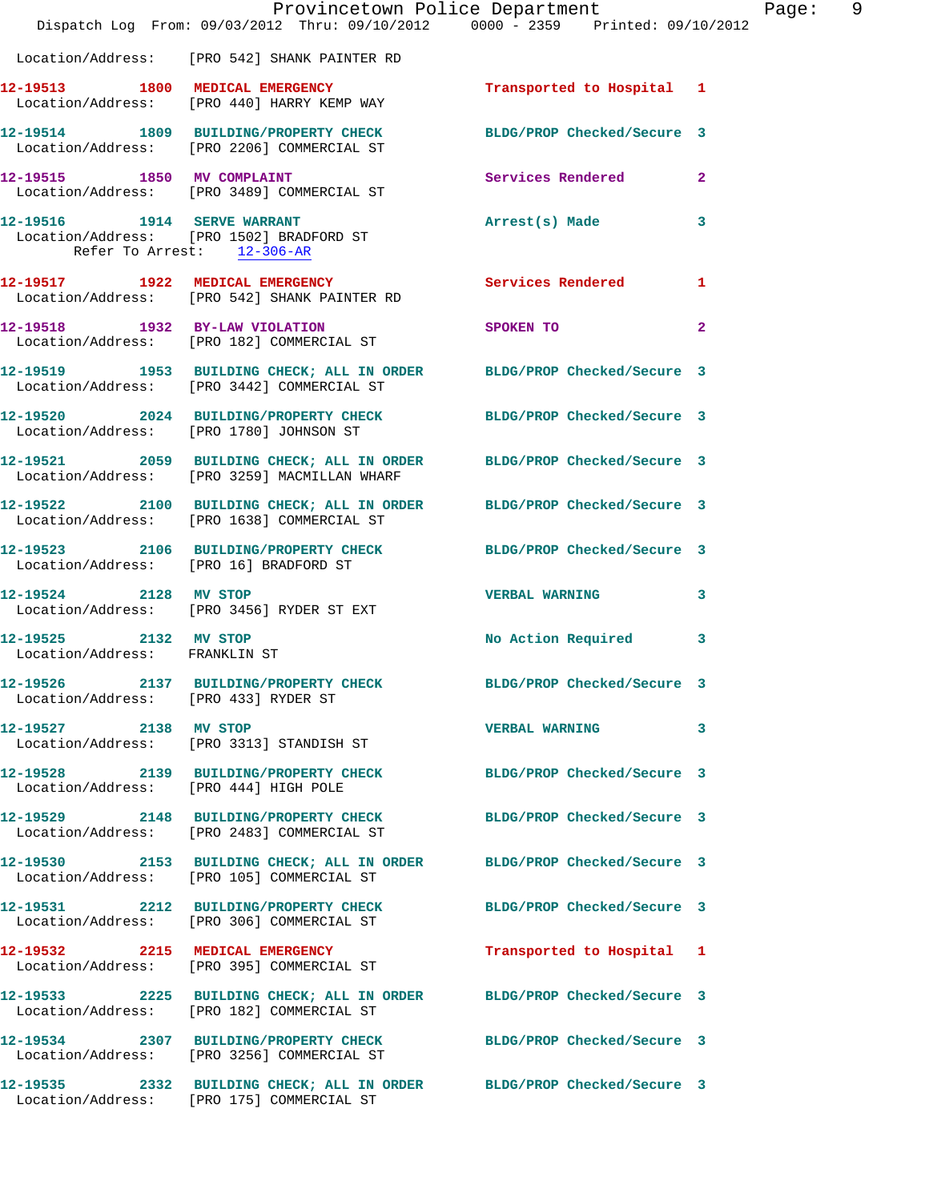Location/Address: [PRO 542] SHANK PAINTER RD

12-19513 1800 MEDICAL EMERGENCY Transported to Hospital 1
Location/Address: [PRO 440] HARRY KEMP WAY

12-19514 1809 BUILDING/PROPERTY CHECK BLDG/PROP Checked/Secure 3
Location/Address: [PRO 2206] COMMERCIAL ST

12-19515 1850 MV COMPLAINT Services Rendered 2
Location/Address: [PRO 3489] COMMERCIAL ST

12-19516 1914 SERVE WARRANT Arrest(s) Made 3
Location/Address: [PRO 1502] BRADFORD ST
Refer To Arrest: 12-306-AR

12-19517 1922 MEDICAL EMERGENCY Services Rendered 1
Location/Address: [PRO 542] SHANK PAINTER RD

12-19518 1932 BY-LAW VIOLATION SPOKEN TO 2
Location/Address: [PRO 182] COMMERCIAL ST

12-19519 1953 BUILDING CHECK; ALL IN ORDER BLDG/PROP Checked/Secure 3
Location/Address: [PRO 3442] COMMERCIAL ST

12-19520 2024 BUILDING/PROPERTY CHECK BLDG/PROP Checked/Secure 3
Location/Address: [PRO 1780] JOHNSON ST

12-19521 2059 BUILDING CHECK; ALL IN ORDER BLDG/PROP Checked/Secure 3
Location/Address: [PRO 3259] MACMILLAN WHARF

12-19522 2100 BUILDING CHECK; ALL IN ORDER BLDG/PROP Checked/Secure 3
Location/Address: [PRO 1638] COMMERCIAL ST

12-19523 2106 BUILDING/PROPERTY CHECK BLDG/PROP Checked/Secure 3
Location/Address: [PRO 16] BRADFORD ST

12-19524 2128 MV STOP VERBAL WARNING 3
Location/Address: [PRO 3456] RYDER ST EXT

12-19525 2132 MV STOP No Action Required 3
Location/Address: FRANKLIN ST

12-19526 2137 BUILDING/PROPERTY CHECK BLDG/PROP Checked/Secure 3
Location/Address: [PRO 433] RYDER ST

12-19527 2138 MV STOP VERBAL WARNING 3
Location/Address: [PRO 3313] STANDISH ST

12-19528 2139 BUILDING/PROPERTY CHECK BLDG/PROP Checked/Secure 3
Location/Address: [PRO 444] HIGH POLE

12-19529 2148 BUILDING/PROPERTY CHECK BLDG/PROP Checked/Secure 3
Location/Address: [PRO 2483] COMMERCIAL ST

12-19530 2153 BUILDING CHECK; ALL IN ORDER BLDG/PROP Checked/Secure 3
Location/Address: [PRO 105] COMMERCIAL ST

12-19531 2212 BUILDING/PROPERTY CHECK BLDG/PROP Checked/Secure 3
Location/Address: [PRO 306] COMMERCIAL ST

12-19532 2215 MEDICAL EMERGENCY Transported to Hospital 1
Location/Address: [PRO 395] COMMERCIAL ST

12-19533 2225 BUILDING CHECK; ALL IN ORDER BLDG/PROP Checked/Secure 3
Location/Address: [PRO 182] COMMERCIAL ST

12-19534 2307 BUILDING/PROPERTY CHECK BLDG/PROP Checked/Secure 3
Location/Address: [PRO 3256] COMMERCIAL ST

12-19535 2332 BUILDING CHECK; ALL IN ORDER BLDG/PROP Checked/Secure 3
Location/Address: [PRO 175] COMMERCIAL ST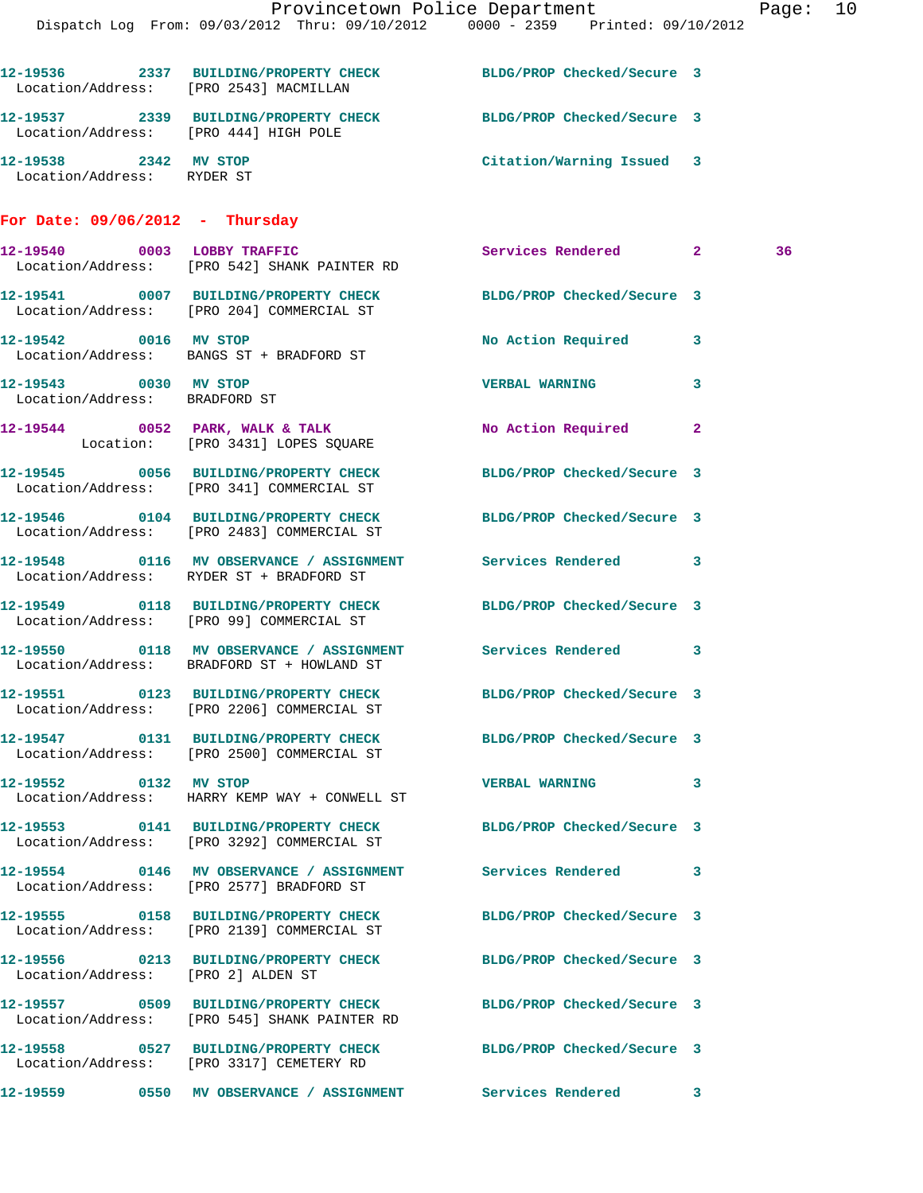12-19536 2337 BUILDING/PROPERTY CHECK BLDG/PROP Checked/Secure 3
Location/Address: [PRO 2543] MACMILLAN

12-19537 2339 BUILDING/PROPERTY CHECK BLDG/PROP Checked/Secure 3
Location/Address: [PRO 444] HIGH POLE

12-19538 2342 MV STOP Citation/Warning Issued 3
Location/Address: RYDER ST

**For Date: 09/06/2012 - Thursday**

12-19540 0003 LOBBY TRAFFIC Services Rendered 2 36
Location/Address: [PRO 542] SHANK PAINTER RD

12-19541 0007 BUILDING/PROPERTY CHECK BLDG/PROP Checked/Secure 3
Location/Address: [PRO 204] COMMERCIAL ST

12-19542 0016 MV STOP No Action Required 3
Location/Address: BANGS ST + BRADFORD ST

12-19543 0030 MV STOP VERBAL WARNING 3
Location/Address: BRADFORD ST

12-19544 0052 PARK, WALK & TALK No Action Required 2
Location: [PRO 3431] LOPES SQUARE

12-19545 0056 BUILDING/PROPERTY CHECK BLDG/PROP Checked/Secure 3
Location/Address: [PRO 341] COMMERCIAL ST

12-19546 0104 BUILDING/PROPERTY CHECK BLDG/PROP Checked/Secure 3
Location/Address: [PRO 2483] COMMERCIAL ST

12-19548 0116 MV OBSERVANCE / ASSIGNMENT Services Rendered 3
Location/Address: RYDER ST + BRADFORD ST

12-19549 0118 BUILDING/PROPERTY CHECK BLDG/PROP Checked/Secure 3
Location/Address: [PRO 99] COMMERCIAL ST

12-19550 0118 MV OBSERVANCE / ASSIGNMENT Services Rendered 3
Location/Address: BRADFORD ST + HOWLAND ST

12-19551 0123 BUILDING/PROPERTY CHECK BLDG/PROP Checked/Secure 3
Location/Address: [PRO 2206] COMMERCIAL ST

12-19547 0131 BUILDING/PROPERTY CHECK BLDG/PROP Checked/Secure 3
Location/Address: [PRO 2500] COMMERCIAL ST

12-19552 0132 MV STOP VERBAL WARNING 3
Location/Address: HARRY KEMP WAY + CONWELL ST

12-19553 0141 BUILDING/PROPERTY CHECK BLDG/PROP Checked/Secure 3
Location/Address: [PRO 3292] COMMERCIAL ST

12-19554 0146 MV OBSERVANCE / ASSIGNMENT Services Rendered 3
Location/Address: [PRO 2577] BRADFORD ST

12-19555 0158 BUILDING/PROPERTY CHECK BLDG/PROP Checked/Secure 3
Location/Address: [PRO 2139] COMMERCIAL ST

12-19556 0213 BUILDING/PROPERTY CHECK BLDG/PROP Checked/Secure 3
Location/Address: [PRO 2] ALDEN ST

12-19557 0509 BUILDING/PROPERTY CHECK BLDG/PROP Checked/Secure 3
Location/Address: [PRO 545] SHANK PAINTER RD

12-19558 0527 BUILDING/PROPERTY CHECK BLDG/PROP Checked/Secure 3
Location/Address: [PRO 3317] CEMETERY RD

12-19559 0550 MV OBSERVANCE / ASSIGNMENT Services Rendered 3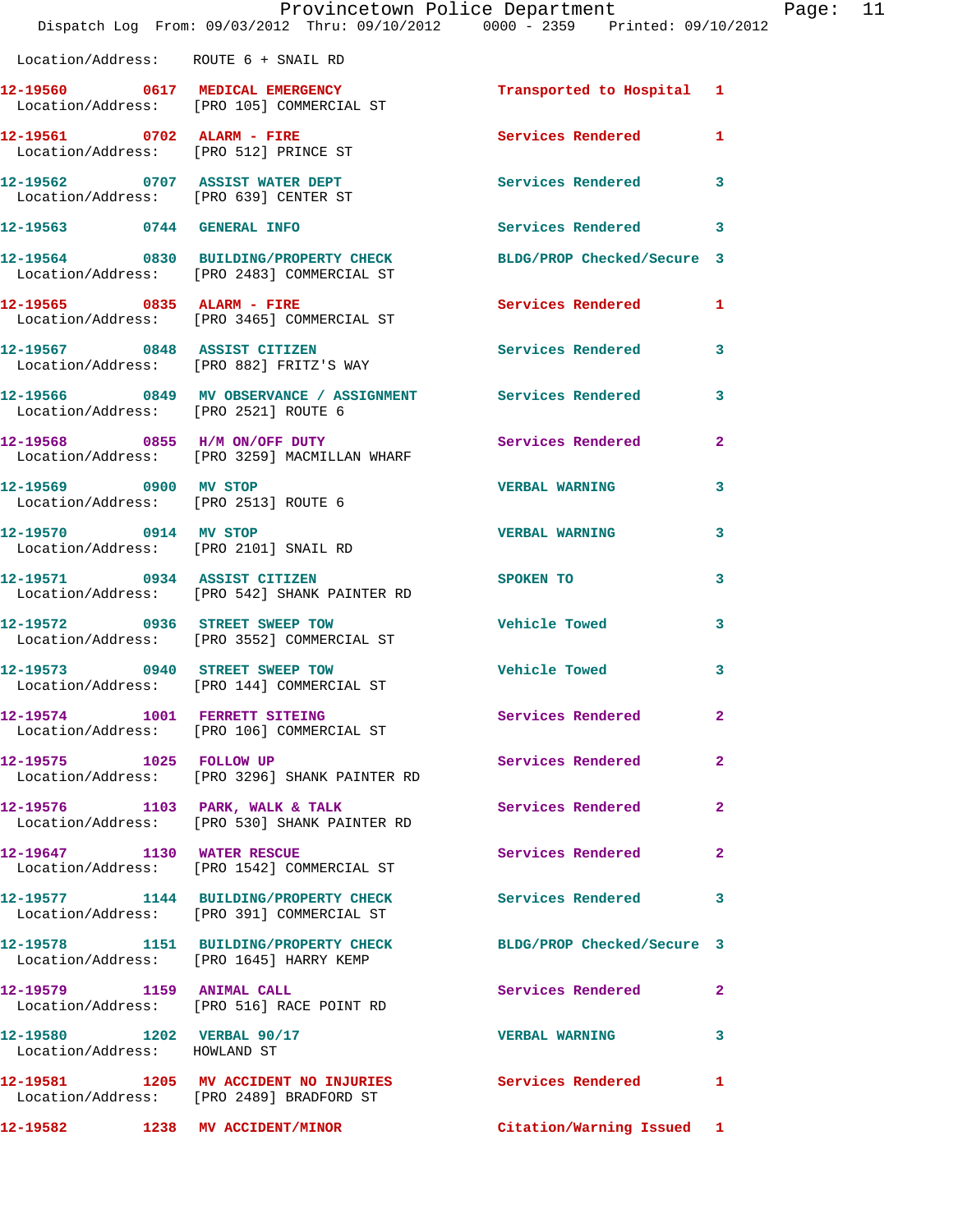Location/Address: ROUTE 6 + SNAIL RD

| Call Number | Time | Call Reason | Action | Priority |
|---|---|---|---|---|
| 12-19560 | 0617 | MEDICAL EMERGENCY | Transported to Hospital | 1 |
| Location/Address: [PRO 105] COMMERCIAL ST | | | | |
| 12-19561 | 0702 | ALARM - FIRE | Services Rendered | 1 |
| Location/Address: [PRO 512] PRINCE ST | | | | |
| 12-19562 | 0707 | ASSIST WATER DEPT | Services Rendered | 3 |
| Location/Address: [PRO 639] CENTER ST | | | | |
| 12-19563 | 0744 | GENERAL INFO | Services Rendered | 3 |
| 12-19564 | 0830 | BUILDING/PROPERTY CHECK | BLDG/PROP Checked/Secure | 3 |
| Location/Address: [PRO 2483] COMMERCIAL ST | | | | |
| 12-19565 | 0835 | ALARM - FIRE | Services Rendered | 1 |
| Location/Address: [PRO 3465] COMMERCIAL ST | | | | |
| 12-19567 | 0848 | ASSIST CITIZEN | Services Rendered | 3 |
| Location/Address: [PRO 882] FRITZ'S WAY | | | | |
| 12-19566 | 0849 | MV OBSERVANCE / ASSIGNMENT | Services Rendered | 3 |
| Location/Address: [PRO 2521] ROUTE 6 | | | | |
| 12-19568 | 0855 | H/M ON/OFF DUTY | Services Rendered | 2 |
| Location/Address: [PRO 3259] MACMILLAN WHARF | | | | |
| 12-19569 | 0900 | MV STOP | VERBAL WARNING | 3 |
| Location/Address: [PRO 2513] ROUTE 6 | | | | |
| 12-19570 | 0914 | MV STOP | VERBAL WARNING | 3 |
| Location/Address: [PRO 2101] SNAIL RD | | | | |
| 12-19571 | 0934 | ASSIST CITIZEN | SPOKEN TO | 3 |
| Location/Address: [PRO 542] SHANK PAINTER RD | | | | |
| 12-19572 | 0936 | STREET SWEEP TOW | Vehicle Towed | 3 |
| Location/Address: [PRO 3552] COMMERCIAL ST | | | | |
| 12-19573 | 0940 | STREET SWEEP TOW | Vehicle Towed | 3 |
| Location/Address: [PRO 144] COMMERCIAL ST | | | | |
| 12-19574 | 1001 | FERRETT SITEING | Services Rendered | 2 |
| Location/Address: [PRO 106] COMMERCIAL ST | | | | |
| 12-19575 | 1025 | FOLLOW UP | Services Rendered | 2 |
| Location/Address: [PRO 3296] SHANK PAINTER RD | | | | |
| 12-19576 | 1103 | PARK, WALK & TALK | Services Rendered | 2 |
| Location/Address: [PRO 530] SHANK PAINTER RD | | | | |
| 12-19647 | 1130 | WATER RESCUE | Services Rendered | 2 |
| Location/Address: [PRO 1542] COMMERCIAL ST | | | | |
| 12-19577 | 1144 | BUILDING/PROPERTY CHECK | Services Rendered | 3 |
| Location/Address: [PRO 391] COMMERCIAL ST | | | | |
| 12-19578 | 1151 | BUILDING/PROPERTY CHECK | BLDG/PROP Checked/Secure | 3 |
| Location/Address: [PRO 1645] HARRY KEMP | | | | |
| 12-19579 | 1159 | ANIMAL CALL | Services Rendered | 2 |
| Location/Address: [PRO 516] RACE POINT RD | | | | |
| 12-19580 | 1202 | VERBAL 90/17 | VERBAL WARNING | 3 |
| Location/Address: HOWLAND ST | | | | |
| 12-19581 | 1205 | MV ACCIDENT NO INJURIES | Services Rendered | 1 |
| Location/Address: [PRO 2489] BRADFORD ST | | | | |
| 12-19582 | 1238 | MV ACCIDENT/MINOR | Citation/Warning Issued | 1 |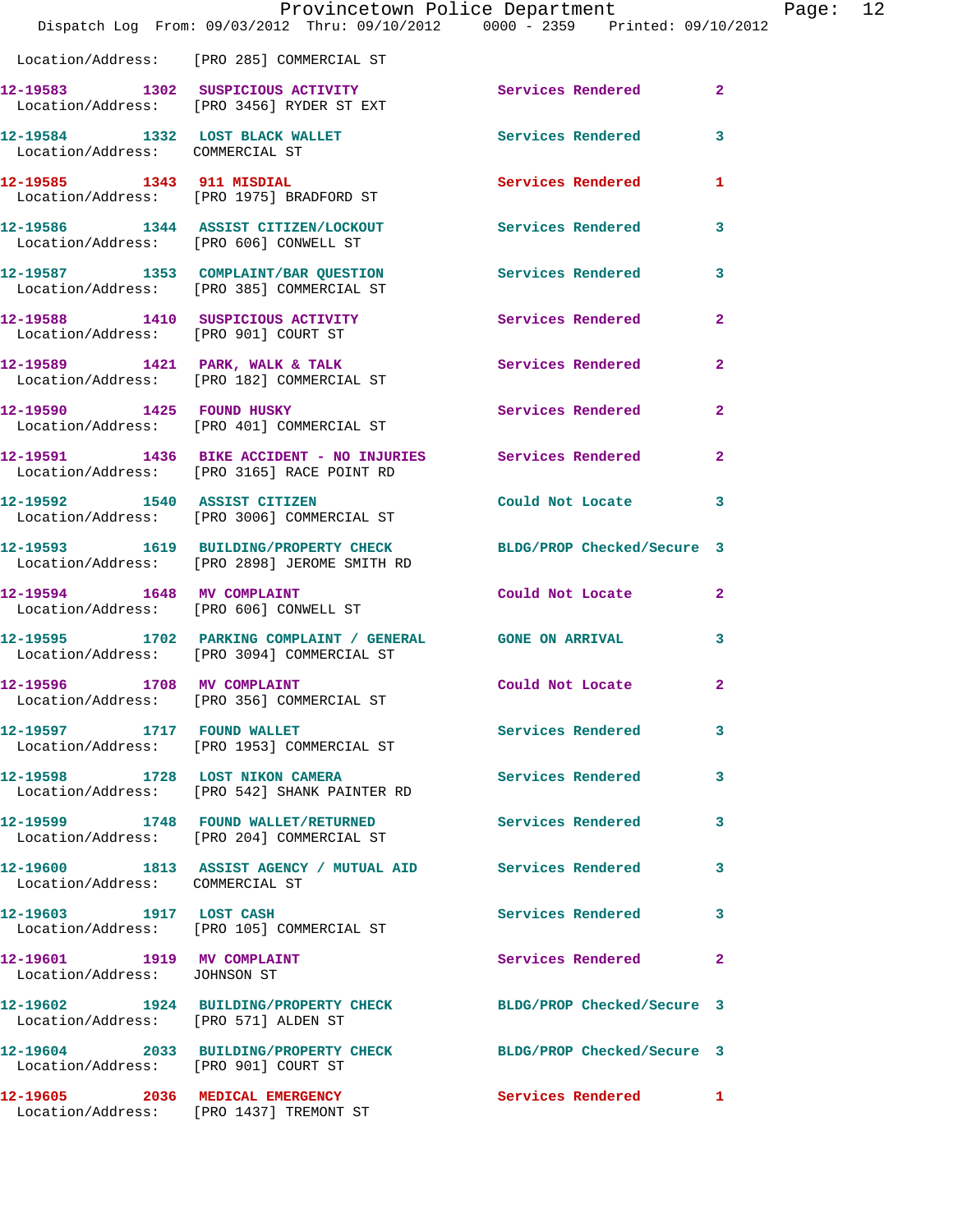Location/Address: [PRO 285] COMMERCIAL ST

| Call # | Time | Call Reason | Action | Priority |
|---|---|---|---|---|
| 12-19583 | 1302 | SUSPICIOUS ACTIVITY | Services Rendered | 2 |
| Location/Address: | | [PRO 3456] RYDER ST EXT | | |
| 12-19584 | 1332 | LOST BLACK WALLET | Services Rendered | 3 |
| Location/Address: | | COMMERCIAL ST | | |
| 12-19585 | 1343 | 911 MISDIAL | Services Rendered | 1 |
| Location/Address: | | [PRO 1975] BRADFORD ST | | |
| 12-19586 | 1344 | ASSIST CITIZEN/LOCKOUT | Services Rendered | 3 |
| Location/Address: | | [PRO 606] CONWELL ST | | |
| 12-19587 | 1353 | COMPLAINT/BAR QUESTION | Services Rendered | 3 |
| Location/Address: | | [PRO 385] COMMERCIAL ST | | |
| 12-19588 | 1410 | SUSPICIOUS ACTIVITY | Services Rendered | 2 |
| Location/Address: | | [PRO 901] COURT ST | | |
| 12-19589 | 1421 | PARK, WALK & TALK | Services Rendered | 2 |
| Location/Address: | | [PRO 182] COMMERCIAL ST | | |
| 12-19590 | 1425 | FOUND HUSKY | Services Rendered | 2 |
| Location/Address: | | [PRO 401] COMMERCIAL ST | | |
| 12-19591 | 1436 | BIKE ACCIDENT - NO INJURIES | Services Rendered | 2 |
| Location/Address: | | [PRO 3165] RACE POINT RD | | |
| 12-19592 | 1540 | ASSIST CITIZEN | Could Not Locate | 3 |
| Location/Address: | | [PRO 3006] COMMERCIAL ST | | |
| 12-19593 | 1619 | BUILDING/PROPERTY CHECK | BLDG/PROP Checked/Secure | 3 |
| Location/Address: | | [PRO 2898] JEROME SMITH RD | | |
| 12-19594 | 1648 | MV COMPLAINT | Could Not Locate | 2 |
| Location/Address: | | [PRO 606] CONWELL ST | | |
| 12-19595 | 1702 | PARKING COMPLAINT / GENERAL | GONE ON ARRIVAL | 3 |
| Location/Address: | | [PRO 3094] COMMERCIAL ST | | |
| 12-19596 | 1708 | MV COMPLAINT | Could Not Locate | 2 |
| Location/Address: | | [PRO 356] COMMERCIAL ST | | |
| 12-19597 | 1717 | FOUND WALLET | Services Rendered | 3 |
| Location/Address: | | [PRO 1953] COMMERCIAL ST | | |
| 12-19598 | 1728 | LOST NIKON CAMERA | Services Rendered | 3 |
| Location/Address: | | [PRO 542] SHANK PAINTER RD | | |
| 12-19599 | 1748 | FOUND WALLET/RETURNED | Services Rendered | 3 |
| Location/Address: | | [PRO 204] COMMERCIAL ST | | |
| 12-19600 | 1813 | ASSIST AGENCY / MUTUAL AID | Services Rendered | 3 |
| Location/Address: | | COMMERCIAL ST | | |
| 12-19603 | 1917 | LOST CASH | Services Rendered | 3 |
| Location/Address: | | [PRO 105] COMMERCIAL ST | | |
| 12-19601 | 1919 | MV COMPLAINT | Services Rendered | 2 |
| Location/Address: | | JOHNSON ST | | |
| 12-19602 | 1924 | BUILDING/PROPERTY CHECK | BLDG/PROP Checked/Secure | 3 |
| Location/Address: | | [PRO 571] ALDEN ST | | |
| 12-19604 | 2033 | BUILDING/PROPERTY CHECK | BLDG/PROP Checked/Secure | 3 |
| Location/Address: | | [PRO 901] COURT ST | | |
| 12-19605 | 2036 | MEDICAL EMERGENCY | Services Rendered | 1 |
| Location/Address: | | [PRO 1437] TREMONT ST | | |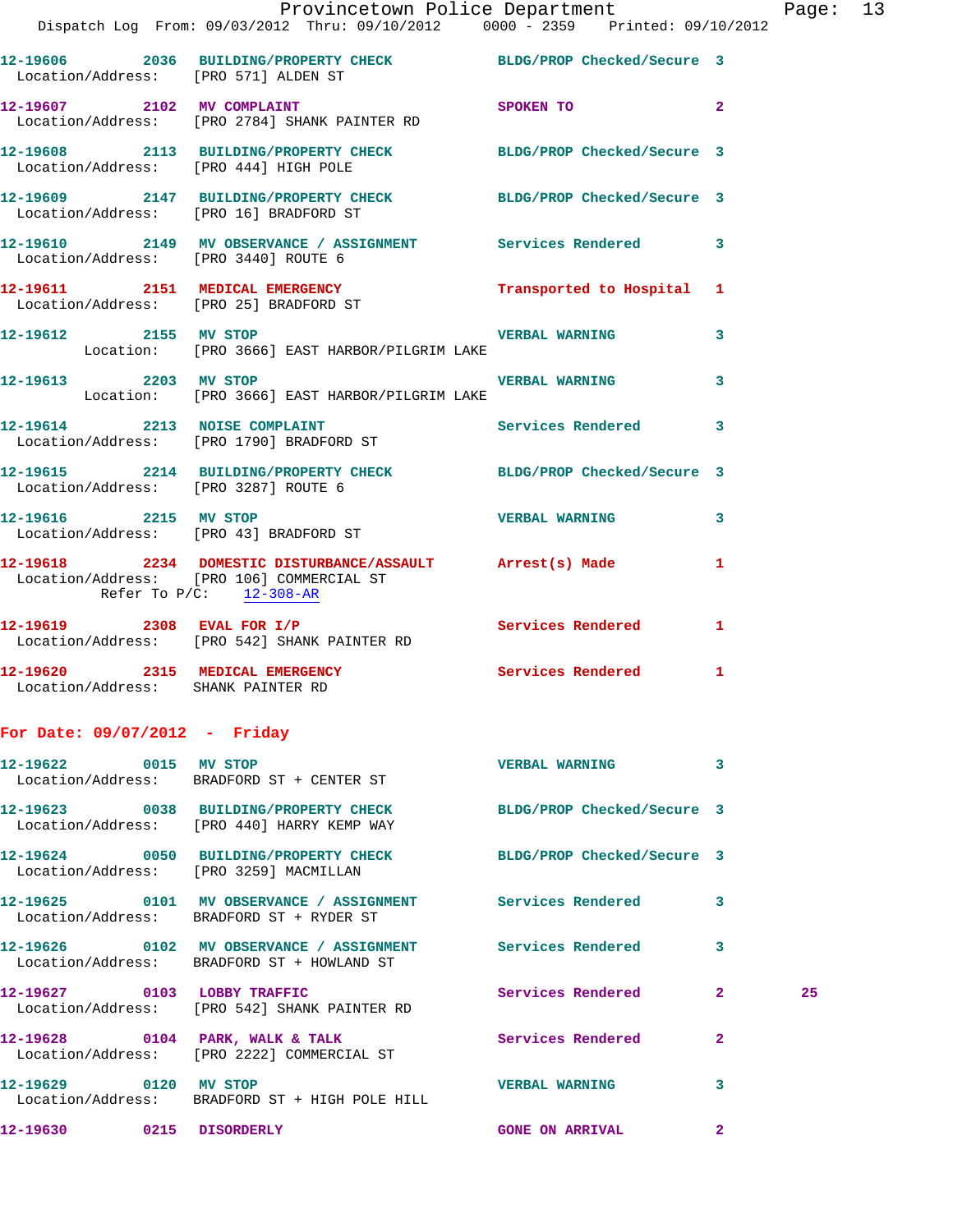12-19606 2036 BUILDING/PROPERTY CHECK BLDG/PROP Checked/Secure 3
 Location/Address: [PRO 571] ALDEN ST

12-19607 2102 MV COMPLAINT SPOKEN TO 2
 Location/Address: [PRO 2784] SHANK PAINTER RD

12-19608 2113 BUILDING/PROPERTY CHECK BLDG/PROP Checked/Secure 3
 Location/Address: [PRO 444] HIGH POLE

12-19609 2147 BUILDING/PROPERTY CHECK BLDG/PROP Checked/Secure 3
 Location/Address: [PRO 16] BRADFORD ST

12-19610 2149 MV OBSERVANCE / ASSIGNMENT Services Rendered 3
 Location/Address: [PRO 3440] ROUTE 6

12-19611 2151 MEDICAL EMERGENCY Transported to Hospital 1
 Location/Address: [PRO 25] BRADFORD ST

12-19612 2155 MV STOP VERBAL WARNING 3
 Location: [PRO 3666] EAST HARBOR/PILGRIM LAKE

12-19613 2203 MV STOP VERBAL WARNING 3
 Location: [PRO 3666] EAST HARBOR/PILGRIM LAKE

12-19614 2213 NOISE COMPLAINT Services Rendered 3
 Location/Address: [PRO 1790] BRADFORD ST

12-19615 2214 BUILDING/PROPERTY CHECK BLDG/PROP Checked/Secure 3
 Location/Address: [PRO 3287] ROUTE 6

12-19616 2215 MV STOP VERBAL WARNING 3
 Location/Address: [PRO 43] BRADFORD ST

12-19618 2234 DOMESTIC DISTURBANCE/ASSAULT Arrest(s) Made 1
 Location/Address: [PRO 106] COMMERCIAL ST
 Refer To P/C: 12-308-AR

12-19619 2308 EVAL FOR I/P Services Rendered 1
 Location/Address: [PRO 542] SHANK PAINTER RD

12-19620 2315 MEDICAL EMERGENCY Services Rendered 1
 Location/Address: SHANK PAINTER RD

## For Date: 09/07/2012 - Friday

12-19622 0015 MV STOP VERBAL WARNING 3
 Location/Address: BRADFORD ST + CENTER ST

12-19623 0038 BUILDING/PROPERTY CHECK BLDG/PROP Checked/Secure 3
 Location/Address: [PRO 440] HARRY KEMP WAY

12-19624 0050 BUILDING/PROPERTY CHECK BLDG/PROP Checked/Secure 3
 Location/Address: [PRO 3259] MACMILLAN

12-19625 0101 MV OBSERVANCE / ASSIGNMENT Services Rendered 3
 Location/Address: BRADFORD ST + RYDER ST

12-19626 0102 MV OBSERVANCE / ASSIGNMENT Services Rendered 3
 Location/Address: BRADFORD ST + HOWLAND ST

12-19627 0103 LOBBY TRAFFIC Services Rendered 2 25
 Location/Address: [PRO 542] SHANK PAINTER RD

12-19628 0104 PARK, WALK & TALK Services Rendered 2
 Location/Address: [PRO 2222] COMMERCIAL ST

12-19629 0120 MV STOP VERBAL WARNING 3
 Location/Address: BRADFORD ST + HIGH POLE HILL

12-19630 0215 DISORDERLY GONE ON ARRIVAL 2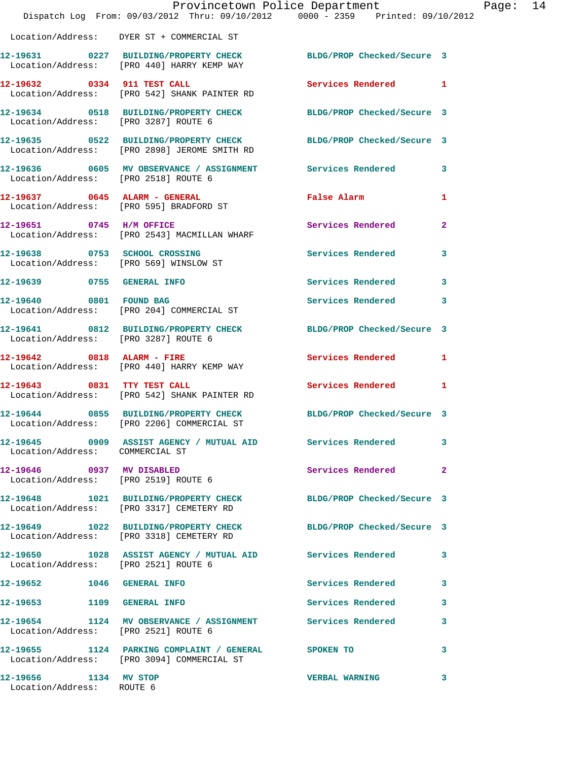Location/Address: DYER ST + COMMERCIAL ST

| Call # | Time | Call Type | Disposition | Priority |
|---|---|---|---|---|
| 12-19631 | 0227 | BUILDING/PROPERTY CHECK | BLDG/PROP Checked/Secure | 3 |
| | | Location/Address: [PRO 440] HARRY KEMP WAY | | |
| 12-19632 | 0334 | 911 TEST CALL | Services Rendered | 1 |
| | | Location/Address: [PRO 542] SHANK PAINTER RD | | |
| 12-19634 | 0518 | BUILDING/PROPERTY CHECK | BLDG/PROP Checked/Secure | 3 |
| | | Location/Address: [PRO 3287] ROUTE 6 | | |
| 12-19635 | 0522 | BUILDING/PROPERTY CHECK | BLDG/PROP Checked/Secure | 3 |
| | | Location/Address: [PRO 2898] JEROME SMITH RD | | |
| 12-19636 | 0605 | MV OBSERVANCE / ASSIGNMENT | Services Rendered | 3 |
| | | Location/Address: [PRO 2518] ROUTE 6 | | |
| 12-19637 | 0645 | ALARM - GENERAL | False Alarm | 1 |
| | | Location/Address: [PRO 595] BRADFORD ST | | |
| 12-19651 | 0745 | H/M OFFICE | Services Rendered | 2 |
| | | Location/Address: [PRO 2543] MACMILLAN WHARF | | |
| 12-19638 | 0753 | SCHOOL CROSSING | Services Rendered | 3 |
| | | Location/Address: [PRO 569] WINSLOW ST | | |
| 12-19639 | 0755 | GENERAL INFO | Services Rendered | 3 |
| 12-19640 | 0801 | FOUND BAG | Services Rendered | 3 |
| | | Location/Address: [PRO 204] COMMERCIAL ST | | |
| 12-19641 | 0812 | BUILDING/PROPERTY CHECK | BLDG/PROP Checked/Secure | 3 |
| | | Location/Address: [PRO 3287] ROUTE 6 | | |
| 12-19642 | 0818 | ALARM - FIRE | Services Rendered | 1 |
| | | Location/Address: [PRO 440] HARRY KEMP WAY | | |
| 12-19643 | 0831 | TTY TEST CALL | Services Rendered | 1 |
| | | Location/Address: [PRO 542] SHANK PAINTER RD | | |
| 12-19644 | 0855 | BUILDING/PROPERTY CHECK | BLDG/PROP Checked/Secure | 3 |
| | | Location/Address: [PRO 2206] COMMERCIAL ST | | |
| 12-19645 | 0909 | ASSIST AGENCY / MUTUAL AID | Services Rendered | 3 |
| | | Location/Address: COMMERCIAL ST | | |
| 12-19646 | 0937 | MV DISABLED | Services Rendered | 2 |
| | | Location/Address: [PRO 2519] ROUTE 6 | | |
| 12-19648 | 1021 | BUILDING/PROPERTY CHECK | BLDG/PROP Checked/Secure | 3 |
| | | Location/Address: [PRO 3317] CEMETERY RD | | |
| 12-19649 | 1022 | BUILDING/PROPERTY CHECK | BLDG/PROP Checked/Secure | 3 |
| | | Location/Address: [PRO 3318] CEMETERY RD | | |
| 12-19650 | 1028 | ASSIST AGENCY / MUTUAL AID | Services Rendered | 3 |
| | | Location/Address: [PRO 2521] ROUTE 6 | | |
| 12-19652 | 1046 | GENERAL INFO | Services Rendered | 3 |
| 12-19653 | 1109 | GENERAL INFO | Services Rendered | 3 |
| 12-19654 | 1124 | MV OBSERVANCE / ASSIGNMENT | Services Rendered | 3 |
| | | Location/Address: [PRO 2521] ROUTE 6 | | |
| 12-19655 | 1124 | PARKING COMPLAINT / GENERAL | SPOKEN TO | 3 |
| | | Location/Address: [PRO 3094] COMMERCIAL ST | | |
| 12-19656 | 1134 | MV STOP | VERBAL WARNING | 3 |
| | | Location/Address: ROUTE 6 | | |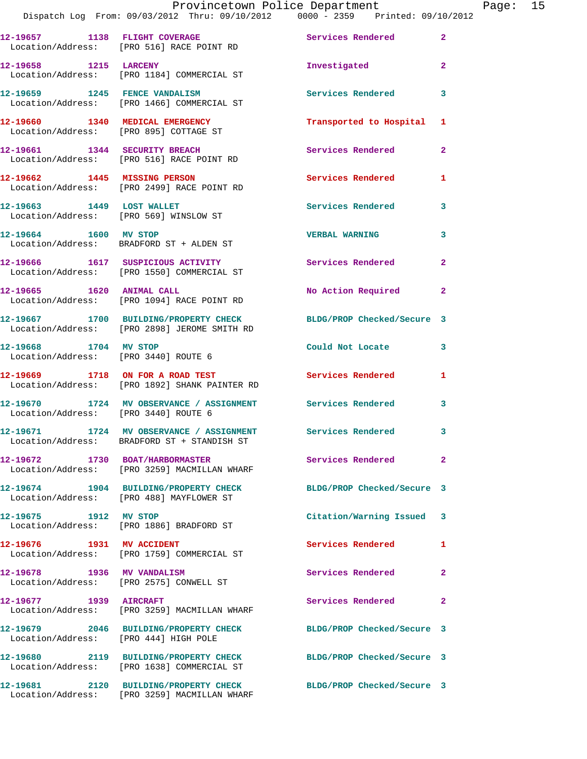| Call Number | Time | Call Reason | Action | Priority |
|---|---|---|---|---|
| 12-19657 | 1138 | FLIGHT COVERAGE | Services Rendered | 2 |
| Location/Address: | | [PRO 516] RACE POINT RD | | |
| 12-19658 | 1215 | LARCENY | Investigated | 2 |
| Location/Address: | | [PRO 1184] COMMERCIAL ST | | |
| 12-19659 | 1245 | FENCE VANDALISM | Services Rendered | 3 |
| Location/Address: | | [PRO 1466] COMMERCIAL ST | | |
| 12-19660 | 1340 | MEDICAL EMERGENCY | Transported to Hospital | 1 |
| Location/Address: | | [PRO 895] COTTAGE ST | | |
| 12-19661 | 1344 | SECURITY BREACH | Services Rendered | 2 |
| Location/Address: | | [PRO 516] RACE POINT RD | | |
| 12-19662 | 1445 | MISSING PERSON | Services Rendered | 1 |
| Location/Address: | | [PRO 2499] RACE POINT RD | | |
| 12-19663 | 1449 | LOST WALLET | Services Rendered | 3 |
| Location/Address: | | [PRO 569] WINSLOW ST | | |
| 12-19664 | 1600 | MV STOP | VERBAL WARNING | 3 |
| Location/Address: | | BRADFORD ST + ALDEN ST | | |
| 12-19666 | 1617 | SUSPICIOUS ACTIVITY | Services Rendered | 2 |
| Location/Address: | | [PRO 1550] COMMERCIAL ST | | |
| 12-19665 | 1620 | ANIMAL CALL | No Action Required | 2 |
| Location/Address: | | [PRO 1094] RACE POINT RD | | |
| 12-19667 | 1700 | BUILDING/PROPERTY CHECK | BLDG/PROP Checked/Secure | 3 |
| Location/Address: | | [PRO 2898] JEROME SMITH RD | | |
| 12-19668 | 1704 | MV STOP | Could Not Locate | 3 |
| Location/Address: | | [PRO 3440] ROUTE 6 | | |
| 12-19669 | 1718 | ON FOR A ROAD TEST | Services Rendered | 1 |
| Location/Address: | | [PRO 1892] SHANK PAINTER RD | | |
| 12-19670 | 1724 | MV OBSERVANCE / ASSIGNMENT | Services Rendered | 3 |
| Location/Address: | | [PRO 3440] ROUTE 6 | | |
| 12-19671 | 1724 | MV OBSERVANCE / ASSIGNMENT | Services Rendered | 3 |
| Location/Address: | | BRADFORD ST + STANDISH ST | | |
| 12-19672 | 1730 | BOAT/HARBORMASTER | Services Rendered | 2 |
| Location/Address: | | [PRO 3259] MACMILLAN WHARF | | |
| 12-19674 | 1904 | BUILDING/PROPERTY CHECK | BLDG/PROP Checked/Secure | 3 |
| Location/Address: | | [PRO 488] MAYFLOWER ST | | |
| 12-19675 | 1912 | MV STOP | Citation/Warning Issued | 3 |
| Location/Address: | | [PRO 1886] BRADFORD ST | | |
| 12-19676 | 1931 | MV ACCIDENT | Services Rendered | 1 |
| Location/Address: | | [PRO 1759] COMMERCIAL ST | | |
| 12-19678 | 1936 | MV VANDALISM | Services Rendered | 2 |
| Location/Address: | | [PRO 2575] CONWELL ST | | |
| 12-19677 | 1939 | AIRCRAFT | Services Rendered | 2 |
| Location/Address: | | [PRO 3259] MACMILLAN WHARF | | |
| 12-19679 | 2046 | BUILDING/PROPERTY CHECK | BLDG/PROP Checked/Secure | 3 |
| Location/Address: | | [PRO 444] HIGH POLE | | |
| 12-19680 | 2119 | BUILDING/PROPERTY CHECK | BLDG/PROP Checked/Secure | 3 |
| Location/Address: | | [PRO 1638] COMMERCIAL ST | | |
| 12-19681 | 2120 | BUILDING/PROPERTY CHECK | BLDG/PROP Checked/Secure | 3 |
| Location/Address: | | [PRO 3259] MACMILLAN WHARF | | |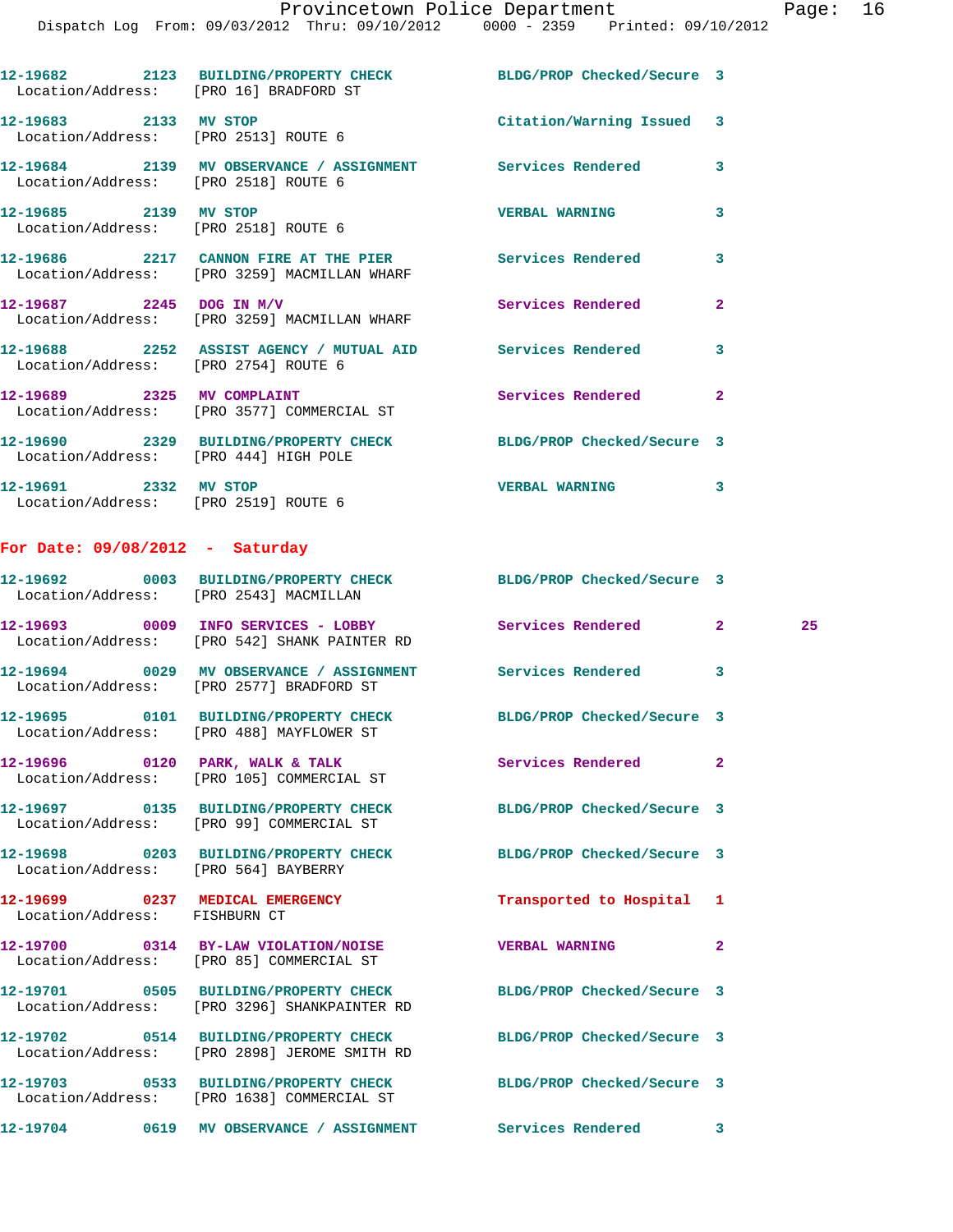12-19682 2123 BUILDING/PROPERTY CHECK BLDG/PROP Checked/Secure 3
Location/Address: [PRO 16] BRADFORD ST

12-19683 2133 MV STOP Citation/Warning Issued 3
Location/Address: [PRO 2513] ROUTE 6

12-19684 2139 MV OBSERVANCE / ASSIGNMENT Services Rendered 3
Location/Address: [PRO 2518] ROUTE 6

12-19685 2139 MV STOP VERBAL WARNING 3
Location/Address: [PRO 2518] ROUTE 6

12-19686 2217 CANNON FIRE AT THE PIER Services Rendered 3
Location/Address: [PRO 3259] MACMILLAN WHARF

12-19687 2245 DOG IN M/V Services Rendered 2
Location/Address: [PRO 3259] MACMILLAN WHARF

12-19688 2252 ASSIST AGENCY / MUTUAL AID Services Rendered 3
Location/Address: [PRO 2754] ROUTE 6

12-19689 2325 MV COMPLAINT Services Rendered 2
Location/Address: [PRO 3577] COMMERCIAL ST

12-19690 2329 BUILDING/PROPERTY CHECK BLDG/PROP Checked/Secure 3
Location/Address: [PRO 444] HIGH POLE

12-19691 2332 MV STOP VERBAL WARNING 3
Location/Address: [PRO 2519] ROUTE 6

**For Date: 09/08/2012 - Saturday**

12-19692 0003 BUILDING/PROPERTY CHECK BLDG/PROP Checked/Secure 3
Location/Address: [PRO 2543] MACMILLAN

12-19693 0009 INFO SERVICES - LOBBY Services Rendered 2 25
Location/Address: [PRO 542] SHANK PAINTER RD

12-19694 0029 MV OBSERVANCE / ASSIGNMENT Services Rendered 3
Location/Address: [PRO 2577] BRADFORD ST

12-19695 0101 BUILDING/PROPERTY CHECK BLDG/PROP Checked/Secure 3
Location/Address: [PRO 488] MAYFLOWER ST

12-19696 0120 PARK, WALK & TALK Services Rendered 2
Location/Address: [PRO 105] COMMERCIAL ST

12-19697 0135 BUILDING/PROPERTY CHECK BLDG/PROP Checked/Secure 3
Location/Address: [PRO 99] COMMERCIAL ST

12-19698 0203 BUILDING/PROPERTY CHECK BLDG/PROP Checked/Secure 3
Location/Address: [PRO 564] BAYBERRY

12-19699 0237 MEDICAL EMERGENCY Transported to Hospital 1
Location/Address: FISHBURN CT

12-19700 0314 BY-LAW VIOLATION/NOISE VERBAL WARNING 2
Location/Address: [PRO 85] COMMERCIAL ST

12-19701 0505 BUILDING/PROPERTY CHECK BLDG/PROP Checked/Secure 3
Location/Address: [PRO 3296] SHANKPAINTER RD

12-19702 0514 BUILDING/PROPERTY CHECK BLDG/PROP Checked/Secure 3
Location/Address: [PRO 2898] JEROME SMITH RD

12-19703 0533 BUILDING/PROPERTY CHECK BLDG/PROP Checked/Secure 3
Location/Address: [PRO 1638] COMMERCIAL ST

12-19704 0619 MV OBSERVANCE / ASSIGNMENT Services Rendered 3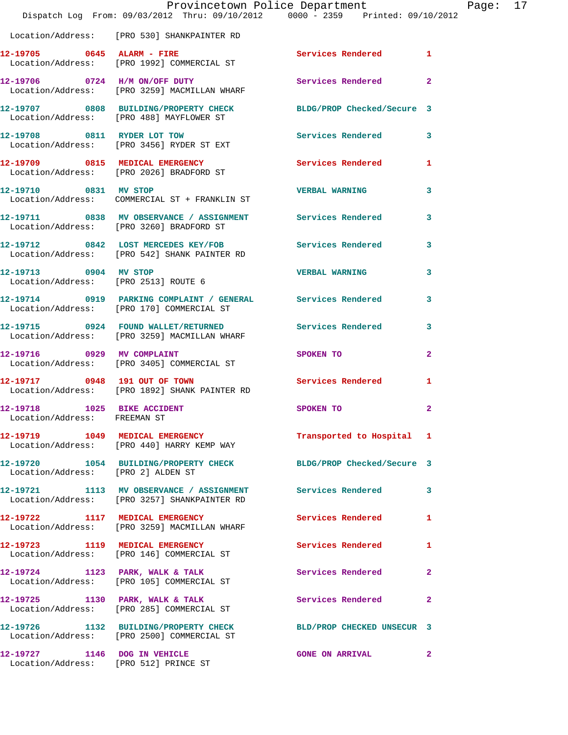Location/Address: [PRO 530] SHANKPAINTER RD

| Call # | Time | Call Type | Disposition | Priority |
|---|---|---|---|---|
| 12-19705 | 0645 | ALARM - FIRE | Services Rendered | 1 |
| | | Location/Address: [PRO 1992] COMMERCIAL ST | | |
| 12-19706 | 0724 | H/M ON/OFF DUTY | Services Rendered | 2 |
| | | Location/Address: [PRO 3259] MACMILLAN WHARF | | |
| 12-19707 | 0808 | BUILDING/PROPERTY CHECK | BLDG/PROP Checked/Secure | 3 |
| | | Location/Address: [PRO 488] MAYFLOWER ST | | |
| 12-19708 | 0811 | RYDER LOT TOW | Services Rendered | 3 |
| | | Location/Address: [PRO 3456] RYDER ST EXT | | |
| 12-19709 | 0815 | MEDICAL EMERGENCY | Services Rendered | 1 |
| | | Location/Address: [PRO 2026] BRADFORD ST | | |
| 12-19710 | 0831 | MV STOP | VERBAL WARNING | 3 |
| | | Location/Address: COMMERCIAL ST + FRANKLIN ST | | |
| 12-19711 | 0838 | MV OBSERVANCE / ASSIGNMENT | Services Rendered | 3 |
| | | Location/Address: [PRO 3260] BRADFORD ST | | |
| 12-19712 | 0842 | LOST MERCEDES KEY/FOB | Services Rendered | 3 |
| | | Location/Address: [PRO 542] SHANK PAINTER RD | | |
| 12-19713 | 0904 | MV STOP | VERBAL WARNING | 3 |
| | | Location/Address: [PRO 2513] ROUTE 6 | | |
| 12-19714 | 0919 | PARKING COMPLAINT / GENERAL | Services Rendered | 3 |
| | | Location/Address: [PRO 170] COMMERCIAL ST | | |
| 12-19715 | 0924 | FOUND WALLET/RETURNED | Services Rendered | 3 |
| | | Location/Address: [PRO 3259] MACMILLAN WHARF | | |
| 12-19716 | 0929 | MV COMPLAINT | SPOKEN TO | 2 |
| | | Location/Address: [PRO 3405] COMMERCIAL ST | | |
| 12-19717 | 0948 | 191 OUT OF TOWN | Services Rendered | 1 |
| | | Location/Address: [PRO 1892] SHANK PAINTER RD | | |
| 12-19718 | 1025 | BIKE ACCIDENT | SPOKEN TO | 2 |
| | | Location/Address: FREEMAN ST | | |
| 12-19719 | 1049 | MEDICAL EMERGENCY | Transported to Hospital | 1 |
| | | Location/Address: [PRO 440] HARRY KEMP WAY | | |
| 12-19720 | 1054 | BUILDING/PROPERTY CHECK | BLDG/PROP Checked/Secure | 3 |
| | | Location/Address: [PRO 2] ALDEN ST | | |
| 12-19721 | 1113 | MV OBSERVANCE / ASSIGNMENT | Services Rendered | 3 |
| | | Location/Address: [PRO 3257] SHANKPAINTER RD | | |
| 12-19722 | 1117 | MEDICAL EMERGENCY | Services Rendered | 1 |
| | | Location/Address: [PRO 3259] MACMILLAN WHARF | | |
| 12-19723 | 1119 | MEDICAL EMERGENCY | Services Rendered | 1 |
| | | Location/Address: [PRO 146] COMMERCIAL ST | | |
| 12-19724 | 1123 | PARK, WALK & TALK | Services Rendered | 2 |
| | | Location/Address: [PRO 105] COMMERCIAL ST | | |
| 12-19725 | 1130 | PARK, WALK & TALK | Services Rendered | 2 |
| | | Location/Address: [PRO 285] COMMERCIAL ST | | |
| 12-19726 | 1132 | BUILDING/PROPERTY CHECK | BLD/PROP CHECKED UNSECUR | 3 |
| | | Location/Address: [PRO 2500] COMMERCIAL ST | | |
| 12-19727 | 1146 | DOG IN VEHICLE | GONE ON ARRIVAL | 2 |
| | | Location/Address: [PRO 512] PRINCE ST | | |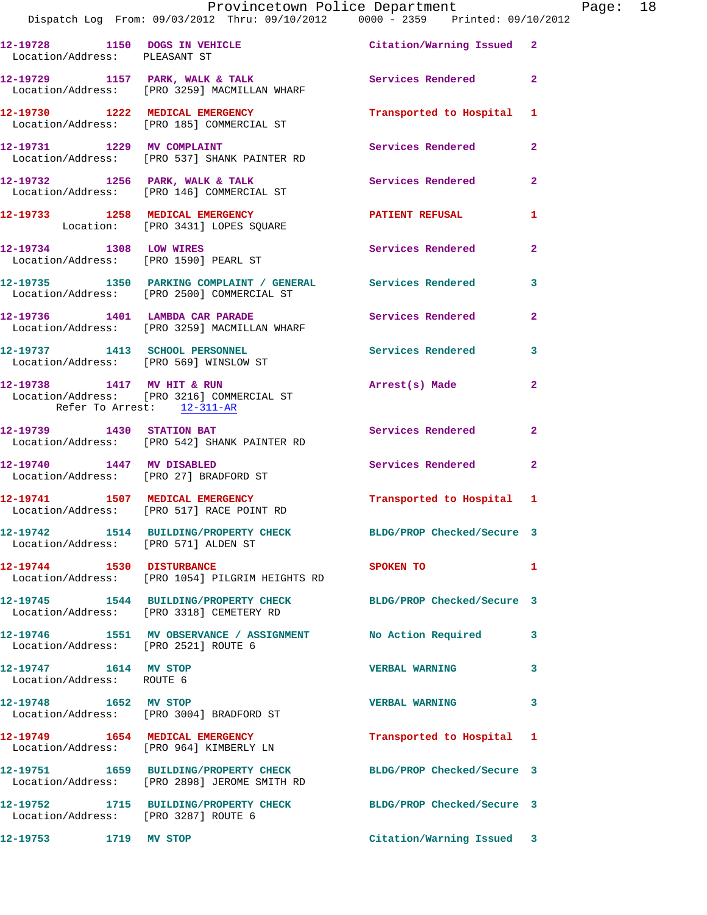12-19728 1150 DOGS IN VEHICLE Citation/Warning Issued 2
Location/Address: PLEASANT ST

12-19729 1157 PARK, WALK & TALK Services Rendered 2
Location/Address: [PRO 3259] MACMILLAN WHARF

12-19730 1222 MEDICAL EMERGENCY Transported to Hospital 1
Location/Address: [PRO 185] COMMERCIAL ST

12-19731 1229 MV COMPLAINT Services Rendered 2
Location/Address: [PRO 537] SHANK PAINTER RD

12-19732 1256 PARK, WALK & TALK Services Rendered 2
Location/Address: [PRO 146] COMMERCIAL ST

12-19733 1258 MEDICAL EMERGENCY PATIENT REFUSAL 1
Location: [PRO 3431] LOPES SQUARE

12-19734 1308 LOW WIRES Services Rendered 2
Location/Address: [PRO 1590] PEARL ST

12-19735 1350 PARKING COMPLAINT / GENERAL Services Rendered 3
Location/Address: [PRO 2500] COMMERCIAL ST

12-19736 1401 LAMBDA CAR PARADE Services Rendered 2
Location/Address: [PRO 3259] MACMILLAN WHARF

12-19737 1413 SCHOOL PERSONNEL Services Rendered 3
Location/Address: [PRO 569] WINSLOW ST

12-19738 1417 MV HIT & RUN Arrest(s) Made 2
Location/Address: [PRO 3216] COMMERCIAL ST
Refer To Arrest: 12-311-AR

12-19739 1430 STATION BAT Services Rendered 2
Location/Address: [PRO 542] SHANK PAINTER RD

12-19740 1447 MV DISABLED Services Rendered 2
Location/Address: [PRO 27] BRADFORD ST

12-19741 1507 MEDICAL EMERGENCY Transported to Hospital 1
Location/Address: [PRO 517] RACE POINT RD

12-19742 1514 BUILDING/PROPERTY CHECK BLDG/PROP Checked/Secure 3
Location/Address: [PRO 571] ALDEN ST

12-19744 1530 DISTURBANCE SPOKEN TO 1
Location/Address: [PRO 1054] PILGRIM HEIGHTS RD

12-19745 1544 BUILDING/PROPERTY CHECK BLDG/PROP Checked/Secure 3
Location/Address: [PRO 3318] CEMETERY RD

12-19746 1551 MV OBSERVANCE / ASSIGNMENT No Action Required 3
Location/Address: [PRO 2521] ROUTE 6

12-19747 1614 MV STOP VERBAL WARNING 3
Location/Address: ROUTE 6

12-19748 1652 MV STOP VERBAL WARNING 3
Location/Address: [PRO 3004] BRADFORD ST

12-19749 1654 MEDICAL EMERGENCY Transported to Hospital 1
Location/Address: [PRO 964] KIMBERLY LN

12-19751 1659 BUILDING/PROPERTY CHECK BLDG/PROP Checked/Secure 3
Location/Address: [PRO 2898] JEROME SMITH RD

12-19752 1715 BUILDING/PROPERTY CHECK BLDG/PROP Checked/Secure 3
Location/Address: [PRO 3287] ROUTE 6

12-19753 1719 MV STOP Citation/Warning Issued 3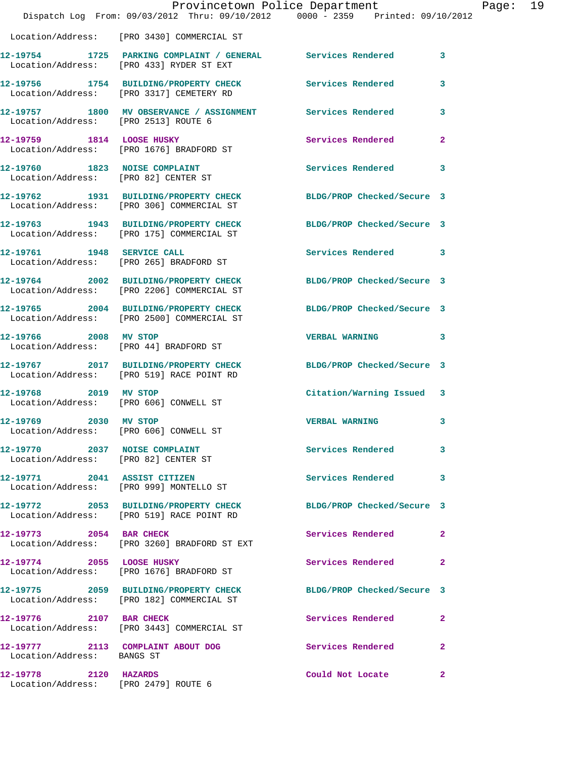Location/Address: [PRO 3430] COMMERCIAL ST

**12-19754 1725 PARKING COMPLAINT / GENERAL** Services Rendered 3
Location/Address: [PRO 433] RYDER ST EXT

**12-19756 1754 BUILDING/PROPERTY CHECK** Services Rendered 3
Location/Address: [PRO 3317] CEMETERY RD

**12-19757 1800 MV OBSERVANCE / ASSIGNMENT** Services Rendered 3
Location/Address: [PRO 2513] ROUTE 6

**12-19759 1814 LOOSE HUSKY** Services Rendered 2
Location/Address: [PRO 1676] BRADFORD ST

**12-19760 1823 NOISE COMPLAINT** Services Rendered 3
Location/Address: [PRO 82] CENTER ST

**12-19762 1931 BUILDING/PROPERTY CHECK** BLDG/PROP Checked/Secure 3
Location/Address: [PRO 306] COMMERCIAL ST

**12-19763 1943 BUILDING/PROPERTY CHECK** BLDG/PROP Checked/Secure 3
Location/Address: [PRO 175] COMMERCIAL ST

**12-19761 1948 SERVICE CALL** Services Rendered 3
Location/Address: [PRO 265] BRADFORD ST

**12-19764 2002 BUILDING/PROPERTY CHECK** BLDG/PROP Checked/Secure 3
Location/Address: [PRO 2206] COMMERCIAL ST

**12-19765 2004 BUILDING/PROPERTY CHECK** BLDG/PROP Checked/Secure 3
Location/Address: [PRO 2500] COMMERCIAL ST

**12-19766 2008 MV STOP** VERBAL WARNING 3
Location/Address: [PRO 44] BRADFORD ST

**12-19767 2017 BUILDING/PROPERTY CHECK** BLDG/PROP Checked/Secure 3
Location/Address: [PRO 519] RACE POINT RD

**12-19768 2019 MV STOP** Citation/Warning Issued 3
Location/Address: [PRO 606] CONWELL ST

**12-19769 2030 MV STOP** VERBAL WARNING 3
Location/Address: [PRO 606] CONWELL ST

**12-19770 2037 NOISE COMPLAINT** Services Rendered 3
Location/Address: [PRO 82] CENTER ST

**12-19771 2041 ASSIST CITIZEN** Services Rendered 3
Location/Address: [PRO 999] MONTELLO ST

**12-19772 2053 BUILDING/PROPERTY CHECK** BLDG/PROP Checked/Secure 3
Location/Address: [PRO 519] RACE POINT RD

**12-19773 2054 BAR CHECK** Services Rendered 2
Location/Address: [PRO 3260] BRADFORD ST EXT

**12-19774 2055 LOOSE HUSKY** Services Rendered 2
Location/Address: [PRO 1676] BRADFORD ST

**12-19775 2059 BUILDING/PROPERTY CHECK** BLDG/PROP Checked/Secure 3
Location/Address: [PRO 182] COMMERCIAL ST

**12-19776 2107 BAR CHECK** Services Rendered 2
Location/Address: [PRO 3443] COMMERCIAL ST

**12-19777 2113 COMPLAINT ABOUT DOG** Services Rendered 2
Location/Address: BANGS ST

**12-19778 2120 HAZARDS** Could Not Locate 2
Location/Address: [PRO 2479] ROUTE 6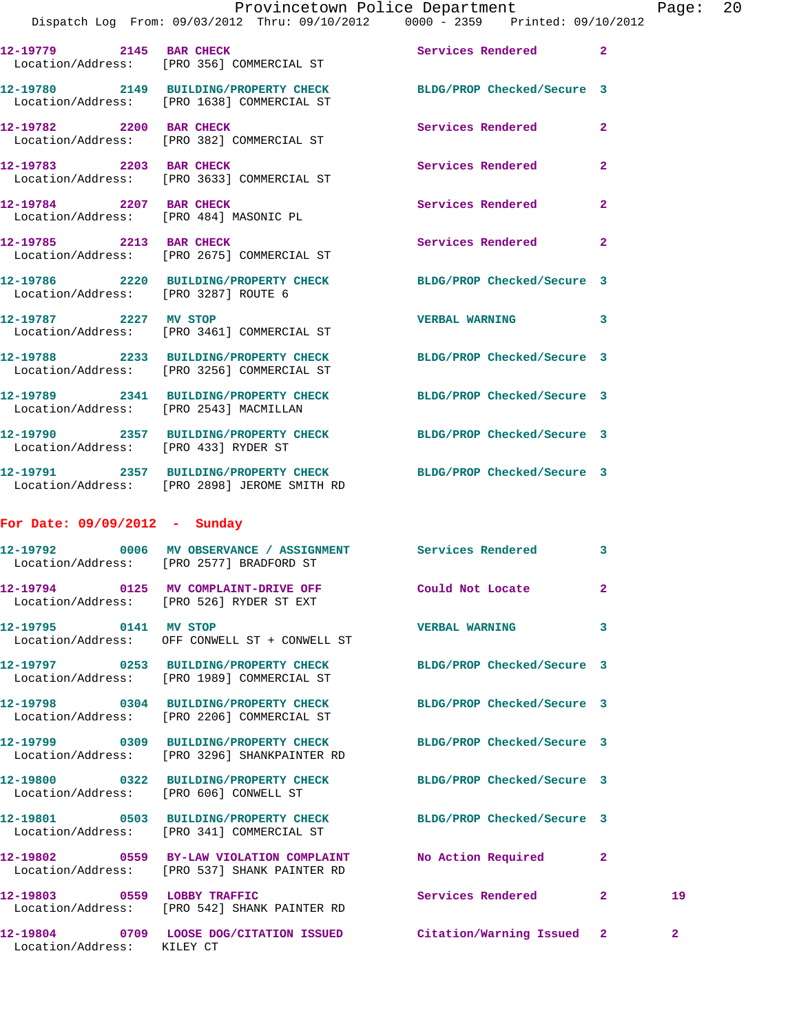12-19779 2145 BAR CHECK Services Rendered 2
 Location/Address: [PRO 356] COMMERCIAL ST

12-19780 2149 BUILDING/PROPERTY CHECK BLDG/PROP Checked/Secure 3
 Location/Address: [PRO 1638] COMMERCIAL ST

12-19782 2200 BAR CHECK Services Rendered 2
 Location/Address: [PRO 382] COMMERCIAL ST

12-19783 2203 BAR CHECK Services Rendered 2
 Location/Address: [PRO 3633] COMMERCIAL ST

12-19784 2207 BAR CHECK Services Rendered 2
 Location/Address: [PRO 484] MASONIC PL

12-19785 2213 BAR CHECK Services Rendered 2
 Location/Address: [PRO 2675] COMMERCIAL ST

12-19786 2220 BUILDING/PROPERTY CHECK BLDG/PROP Checked/Secure 3
 Location/Address: [PRO 3287] ROUTE 6

12-19787 2227 MV STOP VERBAL WARNING 3
 Location/Address: [PRO 3461] COMMERCIAL ST

12-19788 2233 BUILDING/PROPERTY CHECK BLDG/PROP Checked/Secure 3
 Location/Address: [PRO 3256] COMMERCIAL ST

12-19789 2341 BUILDING/PROPERTY CHECK BLDG/PROP Checked/Secure 3
 Location/Address: [PRO 2543] MACMILLAN

12-19790 2357 BUILDING/PROPERTY CHECK BLDG/PROP Checked/Secure 3
 Location/Address: [PRO 433] RYDER ST

12-19791 2357 BUILDING/PROPERTY CHECK BLDG/PROP Checked/Secure 3
 Location/Address: [PRO 2898] JEROME SMITH RD

**For Date: 09/09/2012 - Sunday**

12-19792 0006 MV OBSERVANCE / ASSIGNMENT Services Rendered 3
 Location/Address: [PRO 2577] BRADFORD ST

12-19794 0125 MV COMPLAINT-DRIVE OFF Could Not Locate 2
 Location/Address: [PRO 526] RYDER ST EXT

12-19795 0141 MV STOP VERBAL WARNING 3
 Location/Address: OFF CONWELL ST + CONWELL ST

12-19797 0253 BUILDING/PROPERTY CHECK BLDG/PROP Checked/Secure 3
 Location/Address: [PRO 1989] COMMERCIAL ST

12-19798 0304 BUILDING/PROPERTY CHECK BLDG/PROP Checked/Secure 3
 Location/Address: [PRO 2206] COMMERCIAL ST

12-19799 0309 BUILDING/PROPERTY CHECK BLDG/PROP Checked/Secure 3
 Location/Address: [PRO 3296] SHANKPAINTER RD

12-19800 0322 BUILDING/PROPERTY CHECK BLDG/PROP Checked/Secure 3
 Location/Address: [PRO 606] CONWELL ST

12-19801 0503 BUILDING/PROPERTY CHECK BLDG/PROP Checked/Secure 3
 Location/Address: [PRO 341] COMMERCIAL ST

12-19802 0559 BY-LAW VIOLATION COMPLAINT No Action Required 2
 Location/Address: [PRO 537] SHANK PAINTER RD

12-19803 0559 LOBBY TRAFFIC Services Rendered 2 19
 Location/Address: [PRO 542] SHANK PAINTER RD

12-19804 0709 LOOSE DOG/CITATION ISSUED Citation/Warning Issued 2 2
 Location/Address: KILEY CT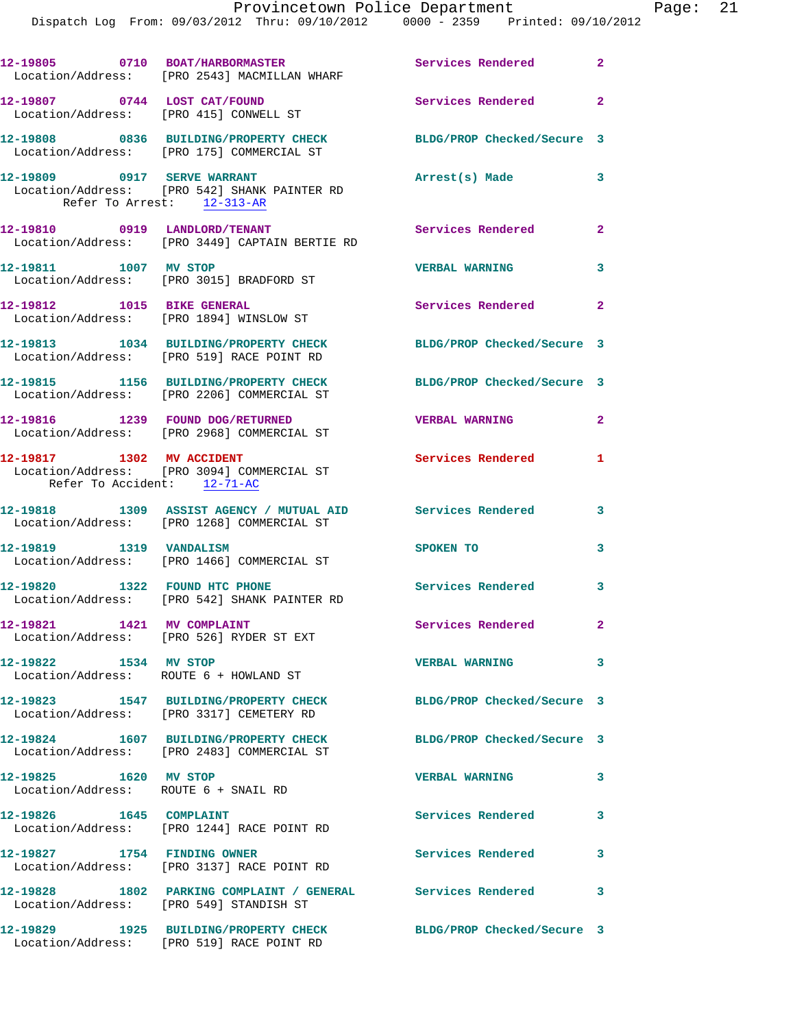12-19805 0710 BOAT/HARBORMASTER Services Rendered 2
Location/Address: [PRO 2543] MACMILLAN WHARF

12-19807 0744 LOST CAT/FOUND Services Rendered 2
Location/Address: [PRO 415] CONWELL ST

12-19808 0836 BUILDING/PROPERTY CHECK BLDG/PROP Checked/Secure 3
Location/Address: [PRO 175] COMMERCIAL ST

12-19809 0917 SERVE WARRANT Arrest(s) Made 3
Location/Address: [PRO 542] SHANK PAINTER RD
Refer To Arrest: 12-313-AR

12-19810 0919 LANDLORD/TENANT Services Rendered 2
Location/Address: [PRO 3449] CAPTAIN BERTIE RD

12-19811 1007 MV STOP VERBAL WARNING 3
Location/Address: [PRO 3015] BRADFORD ST

12-19812 1015 BIKE GENERAL Services Rendered 2
Location/Address: [PRO 1894] WINSLOW ST

12-19813 1034 BUILDING/PROPERTY CHECK BLDG/PROP Checked/Secure 3
Location/Address: [PRO 519] RACE POINT RD

12-19815 1156 BUILDING/PROPERTY CHECK BLDG/PROP Checked/Secure 3
Location/Address: [PRO 2206] COMMERCIAL ST

12-19816 1239 FOUND DOG/RETURNED VERBAL WARNING 2
Location/Address: [PRO 2968] COMMERCIAL ST

12-19817 1302 MV ACCIDENT Services Rendered 1
Location/Address: [PRO 3094] COMMERCIAL ST
Refer To Accident: 12-71-AC

12-19818 1309 ASSIST AGENCY / MUTUAL AID Services Rendered 3
Location/Address: [PRO 1268] COMMERCIAL ST

12-19819 1319 VANDALISM SPOKEN TO 3
Location/Address: [PRO 1466] COMMERCIAL ST

12-19820 1322 FOUND HTC PHONE Services Rendered 3
Location/Address: [PRO 542] SHANK PAINTER RD

12-19821 1421 MV COMPLAINT Services Rendered 2
Location/Address: [PRO 526] RYDER ST EXT

12-19822 1534 MV STOP VERBAL WARNING 3
Location/Address: ROUTE 6 + HOWLAND ST

12-19823 1547 BUILDING/PROPERTY CHECK BLDG/PROP Checked/Secure 3
Location/Address: [PRO 3317] CEMETERY RD

12-19824 1607 BUILDING/PROPERTY CHECK BLDG/PROP Checked/Secure 3
Location/Address: [PRO 2483] COMMERCIAL ST

12-19825 1620 MV STOP VERBAL WARNING 3
Location/Address: ROUTE 6 + SNAIL RD

12-19826 1645 COMPLAINT Services Rendered 3
Location/Address: [PRO 1244] RACE POINT RD

12-19827 1754 FINDING OWNER Services Rendered 3
Location/Address: [PRO 3137] RACE POINT RD

12-19828 1802 PARKING COMPLAINT / GENERAL Services Rendered 3
Location/Address: [PRO 549] STANDISH ST

12-19829 1925 BUILDING/PROPERTY CHECK BLDG/PROP Checked/Secure 3
Location/Address: [PRO 519] RACE POINT RD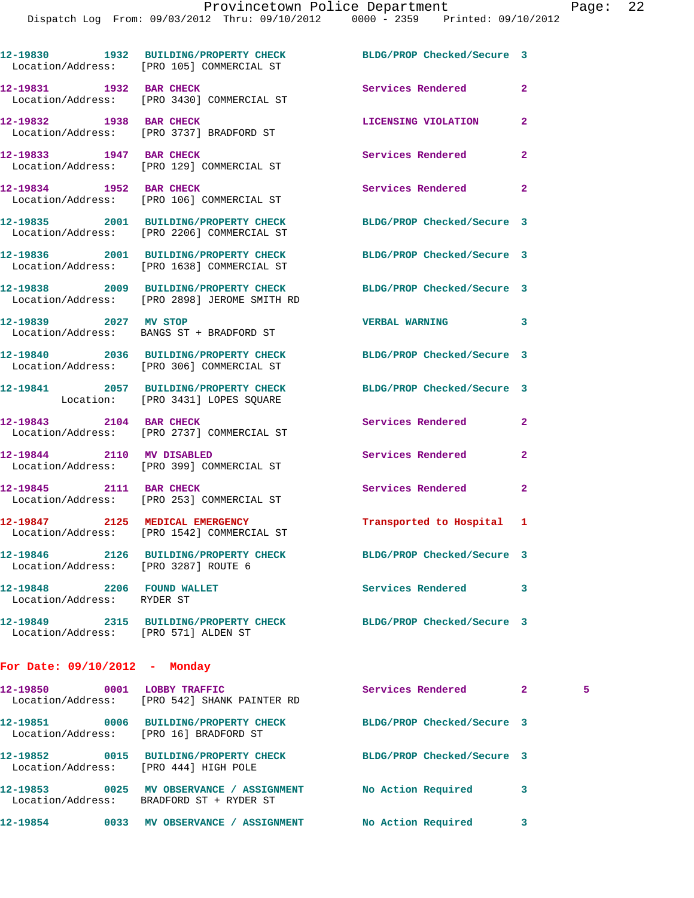12-19830 1932 BUILDING/PROPERTY CHECK BLDG/PROP Checked/Secure 3
Location/Address: [PRO 105] COMMERCIAL ST

12-19831 1932 BAR CHECK Services Rendered 2
Location/Address: [PRO 3430] COMMERCIAL ST

12-19832 1938 BAR CHECK LICENSING VIOLATION 2
Location/Address: [PRO 3737] BRADFORD ST

12-19833 1947 BAR CHECK Services Rendered 2
Location/Address: [PRO 129] COMMERCIAL ST

12-19834 1952 BAR CHECK Services Rendered 2
Location/Address: [PRO 106] COMMERCIAL ST

12-19835 2001 BUILDING/PROPERTY CHECK BLDG/PROP Checked/Secure 3
Location/Address: [PRO 2206] COMMERCIAL ST

12-19836 2001 BUILDING/PROPERTY CHECK BLDG/PROP Checked/Secure 3
Location/Address: [PRO 1638] COMMERCIAL ST

12-19838 2009 BUILDING/PROPERTY CHECK BLDG/PROP Checked/Secure 3
Location/Address: [PRO 2898] JEROME SMITH RD

12-19839 2027 MV STOP VERBAL WARNING 3
Location/Address: BANGS ST + BRADFORD ST

12-19840 2036 BUILDING/PROPERTY CHECK BLDG/PROP Checked/Secure 3
Location/Address: [PRO 306] COMMERCIAL ST

12-19841 2057 BUILDING/PROPERTY CHECK BLDG/PROP Checked/Secure 3
Location: [PRO 3431] LOPES SQUARE

12-19843 2104 BAR CHECK Services Rendered 2
Location/Address: [PRO 2737] COMMERCIAL ST

12-19844 2110 MV DISABLED Services Rendered 2
Location/Address: [PRO 399] COMMERCIAL ST

12-19845 2111 BAR CHECK Services Rendered 2
Location/Address: [PRO 253] COMMERCIAL ST

12-19847 2125 MEDICAL EMERGENCY Transported to Hospital 1
Location/Address: [PRO 1542] COMMERCIAL ST

12-19846 2126 BUILDING/PROPERTY CHECK BLDG/PROP Checked/Secure 3
Location/Address: [PRO 3287] ROUTE 6

12-19848 2206 FOUND WALLET Services Rendered 3
Location/Address: RYDER ST

12-19849 2315 BUILDING/PROPERTY CHECK BLDG/PROP Checked/Secure 3
Location/Address: [PRO 571] ALDEN ST

**For Date: 09/10/2012 - Monday**

12-19850 0001 LOBBY TRAFFIC Services Rendered 2 5
Location/Address: [PRO 542] SHANK PAINTER RD

12-19851 0006 BUILDING/PROPERTY CHECK BLDG/PROP Checked/Secure 3
Location/Address: [PRO 16] BRADFORD ST

12-19852 0015 BUILDING/PROPERTY CHECK BLDG/PROP Checked/Secure 3
Location/Address: [PRO 444] HIGH POLE

12-19853 0025 MV OBSERVANCE / ASSIGNMENT No Action Required 3
Location/Address: BRADFORD ST + RYDER ST

12-19854 0033 MV OBSERVANCE / ASSIGNMENT No Action Required 3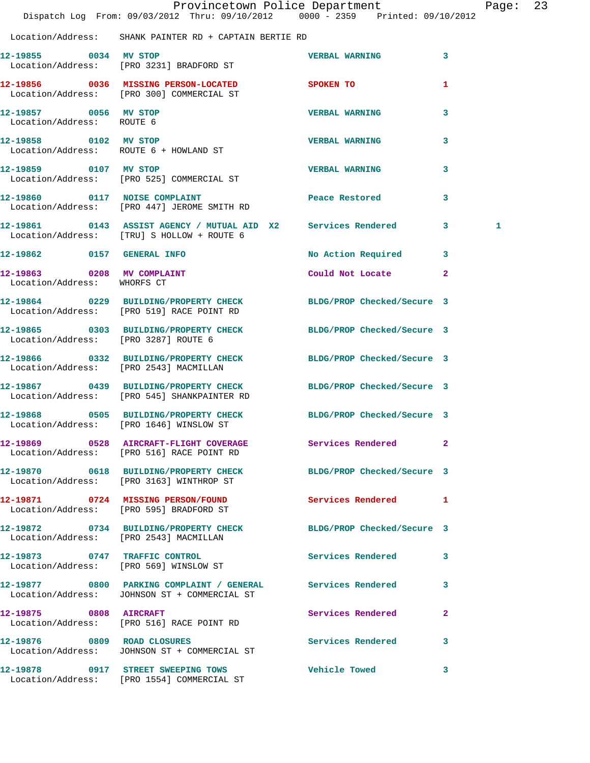Location/Address: SHANK PAINTER RD + CAPTAIN BERTIE RD

| | | | | | |
|---|---|---|---|---|---|
| 12-19855 | 0034 | MV STOP | VERBAL WARNING | 3 | |
| Location/Address: [PRO 3231] BRADFORD ST | | | | | |
| 12-19856 | 0036 | MISSING PERSON-LOCATED | SPOKEN TO | 1 | |
| Location/Address: [PRO 300] COMMERCIAL ST | | | | | |
| 12-19857 | 0056 | MV STOP | VERBAL WARNING | 3 | |
| Location/Address: ROUTE 6 | | | | | |
| 12-19858 | 0102 | MV STOP | VERBAL WARNING | 3 | |
| Location/Address: ROUTE 6 + HOWLAND ST | | | | | |
| 12-19859 | 0107 | MV STOP | VERBAL WARNING | 3 | |
| Location/Address: [PRO 525] COMMERCIAL ST | | | | | |
| 12-19860 | 0117 | NOISE COMPLAINT | Peace Restored | 3 | |
| Location/Address: [PRO 447] JEROME SMITH RD | | | | | |
| 12-19861 | 0143 | ASSIST AGENCY / MUTUAL AID X2 | Services Rendered | 3 | 1 |
| Location/Address: [TRU] S HOLLOW + ROUTE 6 | | | | | |
| 12-19862 | 0157 | GENERAL INFO | No Action Required | 3 | |
| 12-19863 | 0208 | MV COMPLAINT | Could Not Locate | 2 | |
| Location/Address: WHORFS CT | | | | | |
| 12-19864 | 0229 | BUILDING/PROPERTY CHECK | BLDG/PROP Checked/Secure | 3 | |
| Location/Address: [PRO 519] RACE POINT RD | | | | | |
| 12-19865 | 0303 | BUILDING/PROPERTY CHECK | BLDG/PROP Checked/Secure | 3 | |
| Location/Address: [PRO 3287] ROUTE 6 | | | | | |
| 12-19866 | 0332 | BUILDING/PROPERTY CHECK | BLDG/PROP Checked/Secure | 3 | |
| Location/Address: [PRO 2543] MACMILLAN | | | | | |
| 12-19867 | 0439 | BUILDING/PROPERTY CHECK | BLDG/PROP Checked/Secure | 3 | |
| Location/Address: [PRO 545] SHANKPAINTER RD | | | | | |
| 12-19868 | 0505 | BUILDING/PROPERTY CHECK | BLDG/PROP Checked/Secure | 3 | |
| Location/Address: [PRO 1646] WINSLOW ST | | | | | |
| 12-19869 | 0528 | AIRCRAFT-FLIGHT COVERAGE | Services Rendered | 2 | |
| Location/Address: [PRO 516] RACE POINT RD | | | | | |
| 12-19870 | 0618 | BUILDING/PROPERTY CHECK | BLDG/PROP Checked/Secure | 3 | |
| Location/Address: [PRO 3163] WINTHROP ST | | | | | |
| 12-19871 | 0724 | MISSING PERSON/FOUND | Services Rendered | 1 | |
| Location/Address: [PRO 595] BRADFORD ST | | | | | |
| 12-19872 | 0734 | BUILDING/PROPERTY CHECK | BLDG/PROP Checked/Secure | 3 | |
| Location/Address: [PRO 2543] MACMILLAN | | | | | |
| 12-19873 | 0747 | TRAFFIC CONTROL | Services Rendered | 3 | |
| Location/Address: [PRO 569] WINSLOW ST | | | | | |
| 12-19877 | 0800 | PARKING COMPLAINT / GENERAL | Services Rendered | 3 | |
| Location/Address: JOHNSON ST + COMMERCIAL ST | | | | | |
| 12-19875 | 0808 | AIRCRAFT | Services Rendered | 2 | |
| Location/Address: [PRO 516] RACE POINT RD | | | | | |
| 12-19876 | 0809 | ROAD CLOSURES | Services Rendered | 3 | |
| Location/Address: JOHNSON ST + COMMERCIAL ST | | | | | |
| 12-19878 | 0917 | STREET SWEEPING TOWS | Vehicle Towed | 3 | |
| Location/Address: [PRO 1554] COMMERCIAL ST | | | | | |